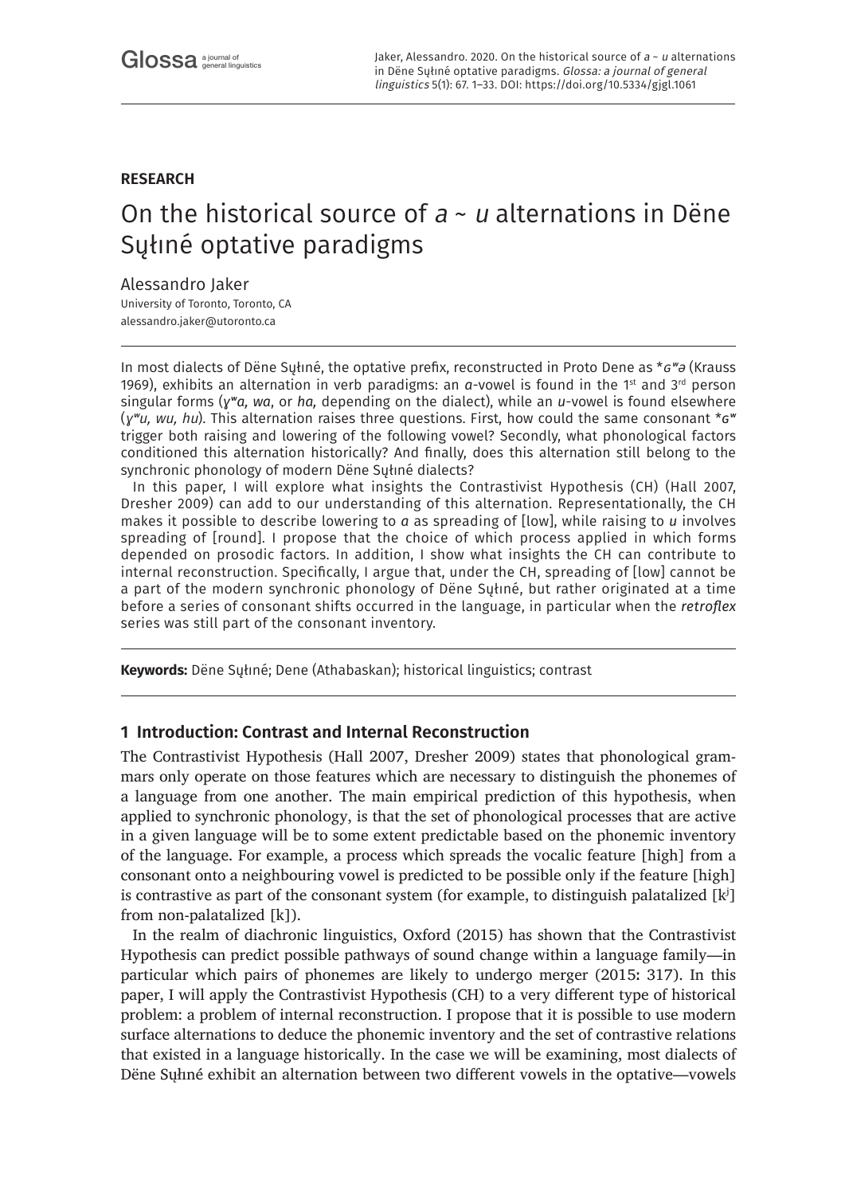**RESEARCH**

# On the historical source of *a* ~ *u* alternations in Dëne Sųłıné optative paradigms

Alessandro Jaker
University of Toronto, Toronto, CA
alessandro.jaker@utoronto.ca

In most dialects of Dëne Sųłıné, the optative prefix, reconstructed in Proto Dene as *\*ɢʷə* (Krauss 1969), exhibits an alternation in verb paradigms: an *a*-vowel is found in the 1st and 3rd person singular forms (*ɣʷa, wa*, or *ha,* depending on the dialect), while an *u*-vowel is found elsewhere (*ɣʷu, wu, hu*). This alternation raises three questions. First, how could the same consonant *\*ɢʷ* trigger both raising and lowering of the following vowel? Secondly, what phonological factors conditioned this alternation historically? And finally, does this alternation still belong to the synchronic phonology of modern Dëne Sųłıné dialects?

In this paper, I will explore what insights the Contrastivist Hypothesis (CH) (Hall 2007, Dresher 2009) can add to our understanding of this alternation. Representationally, the CH makes it possible to describe lowering to *a* as spreading of [low], while raising to *u* involves spreading of [round]. I propose that the choice of which process applied in which forms depended on prosodic factors. In addition, I show what insights the CH can contribute to internal reconstruction. Specifically, I argue that, under the CH, spreading of [low] cannot be a part of the modern synchronic phonology of Dëne Sųłıné, but rather originated at a time before a series of consonant shifts occurred in the language, in particular when the *retroflex* series was still part of the consonant inventory.

**Keywords:** Dëne Sųłıné; Dene (Athabaskan); historical linguistics; contrast

## 1 Introduction: Contrast and Internal Reconstruction

The Contrastivist Hypothesis (Hall 2007, Dresher 2009) states that phonological grammars only operate on those features which are necessary to distinguish the phonemes of a language from one another. The main empirical prediction of this hypothesis, when applied to synchronic phonology, is that the set of phonological processes that are active in a given language will be to some extent predictable based on the phonemic inventory of the language. For example, a process which spreads the vocalic feature [high] from a consonant onto a neighbouring vowel is predicted to be possible only if the feature [high] is contrastive as part of the consonant system (for example, to distinguish palatalized [kʲ] from non-palatalized [k]).

In the realm of diachronic linguistics, Oxford (2015) has shown that the Contrastivist Hypothesis can predict possible pathways of sound change within a language family—in particular which pairs of phonemes are likely to undergo merger (2015: 317). In this paper, I will apply the Contrastivist Hypothesis (CH) to a very different type of historical problem: a problem of internal reconstruction. I propose that it is possible to use modern surface alternations to deduce the phonemic inventory and the set of contrastive relations that existed in a language historically. In the case we will be examining, most dialects of Dëne Sųłıné exhibit an alternation between two different vowels in the optative—vowels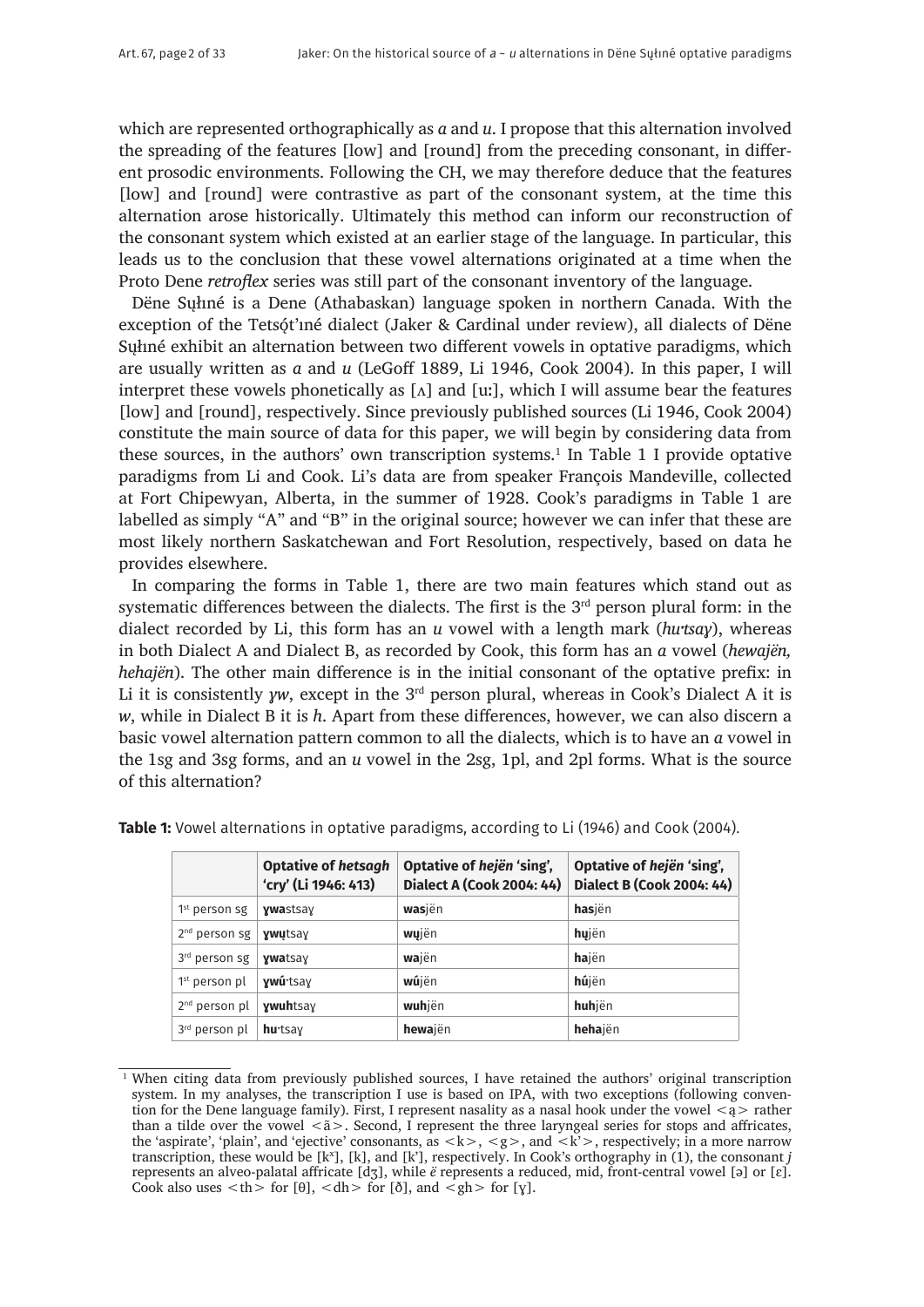which are represented orthographically as *a* and *u*. I propose that this alternation involved the spreading of the features [low] and [round] from the preceding consonant, in different prosodic environments. Following the CH, we may therefore deduce that the features [low] and [round] were contrastive as part of the consonant system, at the time this alternation arose historically. Ultimately this method can inform our reconstruction of the consonant system which existed at an earlier stage of the language. In particular, this leads us to the conclusion that these vowel alternations originated at a time when the Proto Dene *retroflex* series was still part of the consonant inventory of the language.

Dëne Sųłıné is a Dene (Athabaskan) language spoken in northern Canada. With the exception of the Tetsǫ́t'ıné dialect (Jaker & Cardinal under review), all dialects of Dëne Sųłıné exhibit an alternation between two different vowels in optative paradigms, which are usually written as *a* and *u* (LeGoff 1889, Li 1946, Cook 2004). In this paper, I will interpret these vowels phonetically as [ʌ] and [uː], which I will assume bear the features [low] and [round], respectively. Since previously published sources (Li 1946, Cook 2004) constitute the main source of data for this paper, we will begin by considering data from these sources, in the authors' own transcription systems.[1] In Table 1 I provide optative paradigms from Li and Cook. Li's data are from speaker François Mandeville, collected at Fort Chipewyan, Alberta, in the summer of 1928. Cook's paradigms in Table 1 are labelled as simply "A" and "B" in the original source; however we can infer that these are most likely northern Saskatchewan and Fort Resolution, respectively, based on data he provides elsewhere.

In comparing the forms in Table 1, there are two main features which stand out as systematic differences between the dialects. The first is the 3rd person plural form: in the dialect recorded by Li, this form has an *u* vowel with a length mark (*hu·tsaɣ*), whereas in both Dialect A and Dialect B, as recorded by Cook, this form has an *a* vowel (*hewajën, hehajën*). The other main difference is in the initial consonant of the optative prefix: in Li it is consistently *ɣw*, except in the 3rd person plural, whereas in Cook's Dialect A it is *w*, while in Dialect B it is *h*. Apart from these differences, however, we can also discern a basic vowel alternation pattern common to all the dialects, which is to have an *a* vowel in the 1sg and 3sg forms, and an *u* vowel in the 2sg, 1pl, and 2pl forms. What is the source of this alternation?

**Table 1:** Vowel alternations in optative paradigms, according to Li (1946) and Cook (2004).

| | **Optative of *hetsagh* 'cry' (Li 1946: 413)** | **Optative of *hejën* 'sing', Dialect A (Cook 2004: 44)** | **Optative of *hejën* 'sing', Dialect B (Cook 2004: 44)** |
|---|---|---|---|
| 1st person sg | **ɣwa**stsaɣ | **was**jën | **has**jën |
| 2nd person sg | **ɣwų**tsaɣ | **wų**jën | **hų**jën |
| 3rd person sg | **ɣwa**tsaɣ | **wa**jën | **ha**jën |
| 1st person pl | **ɣwú·**tsaɣ | **wú**jën | **hú**jën |
| 2nd person pl | **ɣwuh**tsaɣ | **wuh**jën | **huh**jën |
| 3rd person pl | **hu·**tsaɣ | **hewa**jën | **heha**jën |

[1] When citing data from previously published sources, I have retained the authors' original transcription system. In my analyses, the transcription I use is based on IPA, with two exceptions (following convention for the Dene language family). First, I represent nasality as a nasal hook under the vowel <ą> rather than a tilde over the vowel <ã>. Second, I represent the three laryngeal series for stops and affricates, the 'aspirate', 'plain', and 'ejective' consonants, as <k>, <g>, and <k'>, respectively; in a more narrow transcription, these would be [kˣ], [k], and [k'], respectively. In Cook's orthography in (1), the consonant *j* represents an alveo-palatal affricate [dʒ], while *ë* represents a reduced, mid, front-central vowel [ə] or [ɛ]. Cook also uses <th> for [θ], <dh> for [ð], and <gh> for [ɣ].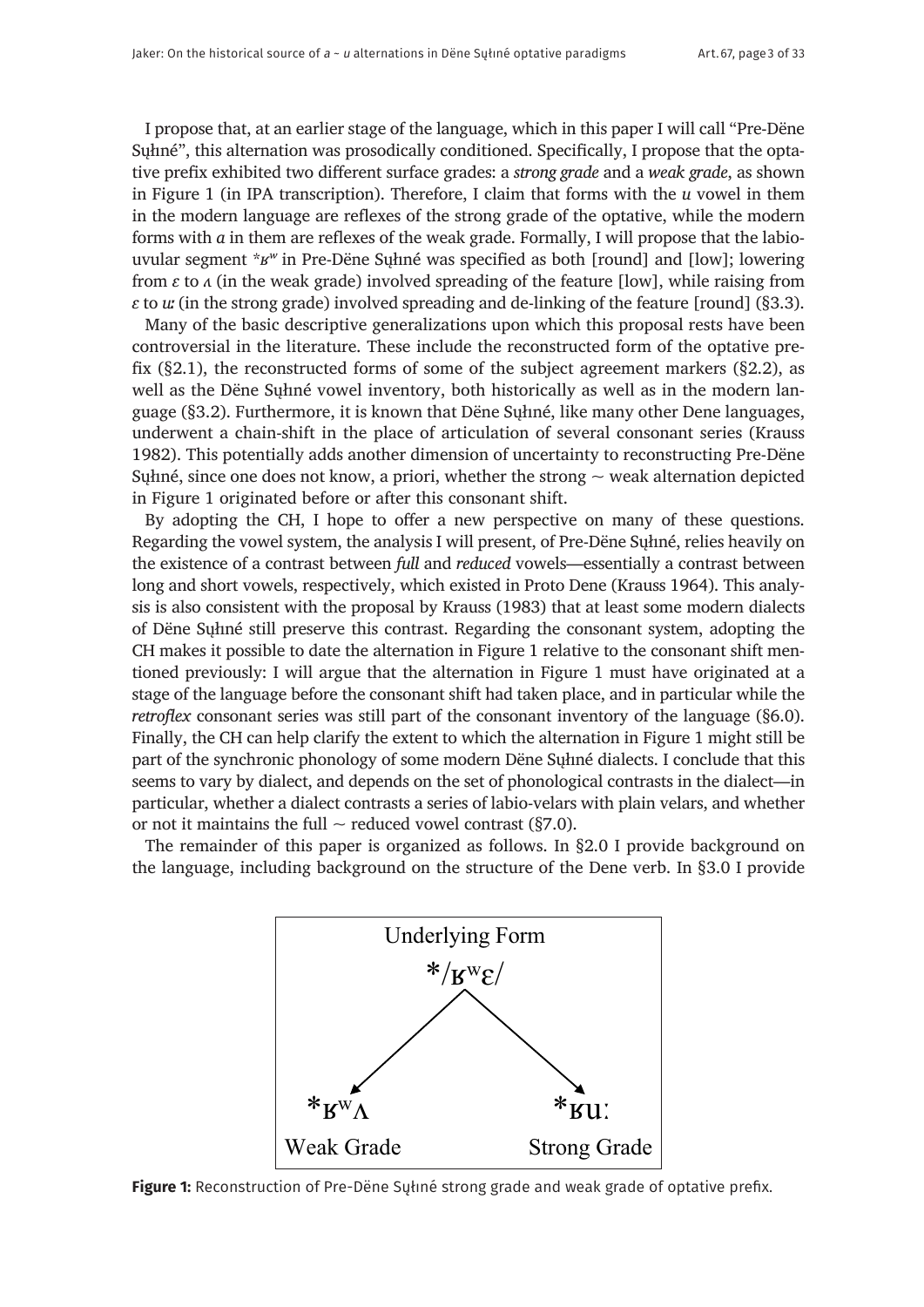I propose that, at an earlier stage of the language, which in this paper I will call "Pre-Dëne Sųłıné", this alternation was prosodically conditioned. Specifically, I propose that the optative prefix exhibited two different surface grades: a *strong grade* and a *weak grade*, as shown in Figure 1 (in IPA transcription). Therefore, I claim that forms with the *u* vowel in them in the modern language are reflexes of the strong grade of the optative, while the modern forms with *a* in them are reflexes of the weak grade. Formally, I will propose that the labio-uvular segment *ʁʷ in Pre-Dëne Sųłıné was specified as both [round] and [low]; lowering from *ɛ* to *ʌ* (in the weak grade) involved spreading of the feature [low], while raising from *ɛ* to *uː* (in the strong grade) involved spreading and de-linking of the feature [round] (§3.3).

Many of the basic descriptive generalizations upon which this proposal rests have been controversial in the literature. These include the reconstructed form of the optative prefix (§2.1), the reconstructed forms of some of the subject agreement markers (§2.2), as well as the Dëne Sųłıné vowel inventory, both historically as well as in the modern language (§3.2). Furthermore, it is known that Dëne Sųłıné, like many other Dene languages, underwent a chain-shift in the place of articulation of several consonant series (Krauss 1982). This potentially adds another dimension of uncertainty to reconstructing Pre-Dëne Sųłıné, since one does not know, a priori, whether the strong ~ weak alternation depicted in Figure 1 originated before or after this consonant shift.

By adopting the CH, I hope to offer a new perspective on many of these questions. Regarding the vowel system, the analysis I will present, of Pre-Dëne Sųłıné, relies heavily on the existence of a contrast between *full* and *reduced* vowels—essentially a contrast between long and short vowels, respectively, which existed in Proto Dene (Krauss 1964). This analysis is also consistent with the proposal by Krauss (1983) that at least some modern dialects of Dëne Sųłıné still preserve this contrast. Regarding the consonant system, adopting the CH makes it possible to date the alternation in Figure 1 relative to the consonant shift mentioned previously: I will argue that the alternation in Figure 1 must have originated at a stage of the language before the consonant shift had taken place, and in particular while the *retroflex* consonant series was still part of the consonant inventory of the language (§6.0). Finally, the CH can help clarify the extent to which the alternation in Figure 1 might still be part of the synchronic phonology of some modern Dëne Sųłıné dialects. I conclude that this seems to vary by dialect, and depends on the set of phonological contrasts in the dialect—in particular, whether a dialect contrasts a series of labio-velars with plain velars, and whether or not it maintains the full ~ reduced vowel contrast (§7.0).

The remainder of this paper is organized as follows. In §2.0 I provide background on the language, including background on the structure of the Dene verb. In §3.0 I provide

Underlying Form
*/ʁʷɛ/
*ʁʷʌ — Weak Grade
*ʁuː — Strong Grade

**Figure 1:** Reconstruction of Pre-Dëne Sųłıné strong grade and weak grade of optative prefix.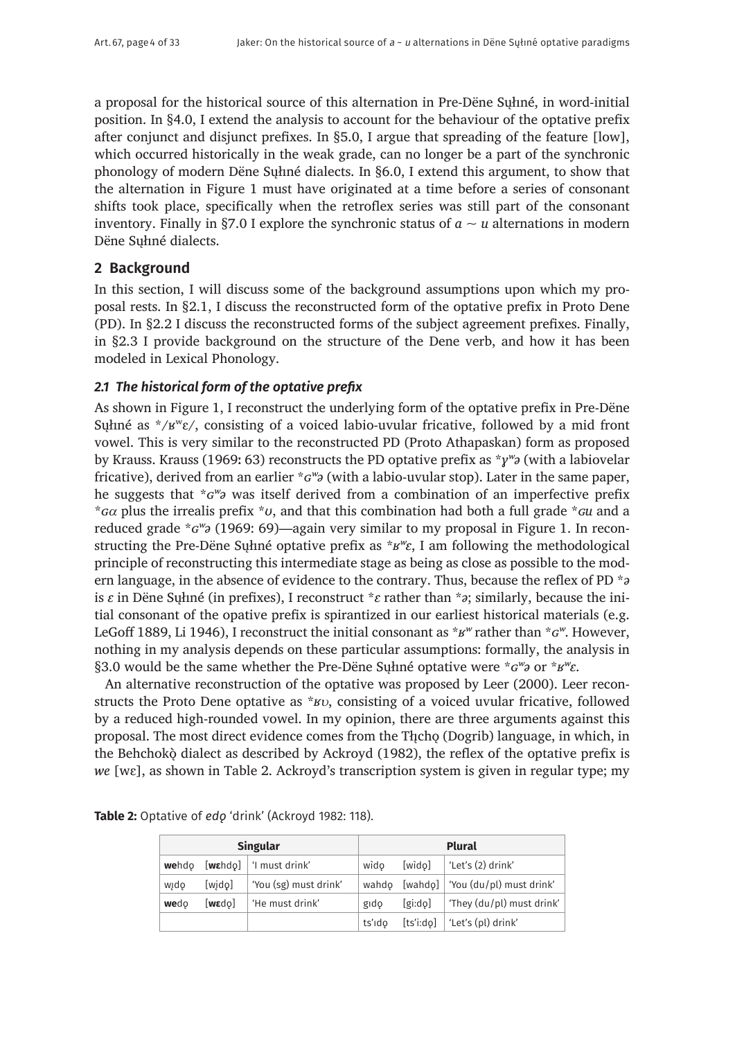a proposal for the historical source of this alternation in Pre-Dëne Sųłiné, in word-initial position. In §4.0, I extend the analysis to account for the behaviour of the optative prefix after conjunct and disjunct prefixes. In §5.0, I argue that spreading of the feature [low], which occurred historically in the weak grade, can no longer be a part of the synchronic phonology of modern Dëne Sųłiné dialects. In §6.0, I extend this argument, to show that the alternation in Figure 1 must have originated at a time before a series of consonant shifts took place, specifically when the retroflex series was still part of the consonant inventory. Finally in §7.0 I explore the synchronic status of *a* ~ *u* alternations in modern Dëne Sųłiné dialects.

## 2 Background

In this section, I will discuss some of the background assumptions upon which my proposal rests. In §2.1, I discuss the reconstructed form of the optative prefix in Proto Dene (PD). In §2.2 I discuss the reconstructed forms of the subject agreement prefixes. Finally, in §2.3 I provide background on the structure of the Dene verb, and how it has been modeled in Lexical Phonology.

### *2.1 The historical form of the optative prefix*

As shown in Figure 1, I reconstruct the underlying form of the optative prefix in Pre-Dëne Sųłiné as */ʁʷɛ/, consisting of a voiced labio-uvular fricative, followed by a mid front vowel. This is very similar to the reconstructed PD (Proto Athapaskan) form as proposed by Krauss. Krauss (1969: 63) reconstructs the PD optative prefix as **ɣʷə* (with a labiovelar fricative), derived from an earlier **ɢʷə* (with a labio-uvular stop). Later in the same paper, he suggests that **ɢʷə* was itself derived from a combination of an imperfective prefix **ɢα* plus the irrealis prefix **ʊ*, and that this combination had both a full grade **ɢu* and a reduced grade **ɢʷə* (1969: 69)—again very similar to my proposal in Figure 1. In reconstructing the Pre-Dëne Sųłiné optative prefix as **ʁʷɛ*, I am following the methodological principle of reconstructing this intermediate stage as being as close as possible to the modern language, in the absence of evidence to the contrary. Thus, because the reflex of PD **ə* is *ɛ* in Dëne Sųłiné (in prefixes), I reconstruct **ɛ* rather than **ə*; similarly, because the initial consonant of the opative prefix is spirantized in our earliest historical materials (e.g. LeGoff 1889, Li 1946), I reconstruct the initial consonant as **ʁʷ* rather than **ɢʷ*. However, nothing in my analysis depends on these particular assumptions: formally, the analysis in §3.0 would be the same whether the Pre-Dëne Sųłiné optative were **ɢʷə* or **ʁʷɛ*.

An alternative reconstruction of the optative was proposed by Leer (2000). Leer reconstructs the Proto Dene optative as **ʁʊ*, consisting of a voiced uvular fricative, followed by a reduced high-rounded vowel. In my opinion, there are three arguments against this proposal. The most direct evidence comes from the Tłįchǫ (Dogrib) language, in which, in the Behchokǫ̀ dialect as described by Ackroyd (1982), the reflex of the optative prefix is *we* [wɛ], as shown in Table 2. Ackroyd's transcription system is given in regular type; my

**Table 2:** Optative of *edǫ* 'drink' (Ackroyd 1982: 118).

| Singular | | | Plural | | |
|---|---|---|---|---|---|
| **we**hdǫ | [**wɛ**hdǫ] | 'I must drink' | wìdǫ | [wìdǫ] | 'Let's (2) drink' |
| wįdǫ | [wįdǫ] | 'You (sg) must drink' | wahdǫ | [wahdǫ] | 'You (du/pl) must drink' |
| **we**dǫ | [**wɛ**dǫ] | 'He must drink' | gɪdǫ | [gi:dǫ] | 'They (du/pl) must drink' |
| | | | ts'ɪdǫ | [ts'i:dǫ] | 'Let's (pl) drink' |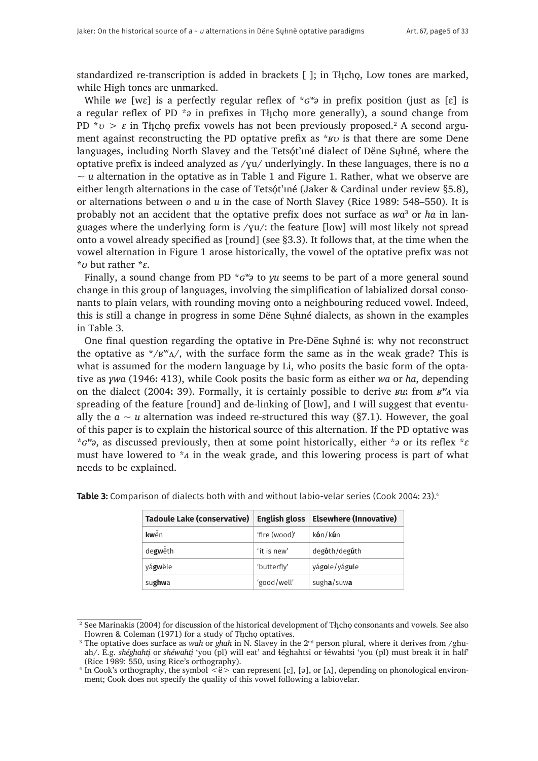standardized re-transcription is added in brackets [ ]; in Tłı̨chǫ, Low tones are marked, while High tones are unmarked.

While *we* [wɛ] is a perfectly regular reflex of *ɢʷə in prefix position (just as [ɛ] is a regular reflex of PD *ə in prefixes in Tłı̨chǫ more generally), a sound change from PD *ʊ > ɛ in Tłı̨chǫ prefix vowels has not been previously proposed.[2] A second argument against reconstructing the PD optative prefix as *ʁʊ is that there are some Dene languages, including North Slavey and the Tetsǫ́t'ıné dialect of Dëne Sųłıné, where the optative prefix is indeed analyzed as /ɣu/ underlyingly. In these languages, there is no *a* ~ *u* alternation in the optative as in Table 1 and Figure 1. Rather, what we observe are either length alternations in the case of Tetsǫ́t'ıné (Jaker & Cardinal under review §5.8), or alternations between *o* and *u* in the case of North Slavey (Rice 1989: 548–550). It is probably not an accident that the optative prefix does not surface as *wa*[3] or *ha* in languages where the underlying form is /ɣu/: the feature [low] will most likely not spread onto a vowel already specified as [round] (see §3.3). It follows that, at the time when the vowel alternation in Figure 1 arose historically, the vowel of the optative prefix was not *ʊ but rather *ɛ.

Finally, a sound change from PD *ɢʷə to *ɣu* seems to be part of a more general sound change in this group of languages, involving the simplification of labialized dorsal consonants to plain velars, with rounding moving onto a neighbouring reduced vowel. Indeed, this is still a change in progress in some Dëne Sųłıné dialects, as shown in the examples in Table 3.

One final question regarding the optative in Pre-Dëne Sųłıné is: why not reconstruct the optative as */ʁʷʌ/, with the surface form the same as in the weak grade? This is what is assumed for the modern language by Li, who posits the basic form of the optative as *ɣwa* (1946: 413), while Cook posits the basic form as either *wa* or *ha*, depending on the dialect (2004: 39). Formally, it is certainly possible to derive *ʁu*: from *ʁʷʌ* via spreading of the feature [round] and de-linking of [low], and I will suggest that eventually the *a* ~ *u* alternation was indeed re-structured this way (§7.1). However, the goal of this paper is to explain the historical source of this alternation. If the PD optative was *ɢʷə, as discussed previously, then at some point historically, either *ə or its reflex *ɛ must have lowered to *ʌ in the weak grade, and this lowering process is part of what needs to be explained.

**Table 3:** Comparison of dialects both with and without labio-velar series (Cook 2004: 23).[4]

| Tadoule Lake (conservative) | English gloss | Elsewhere (Innovative) |
|---|---|---|
| **kw**ë́n | 'fire (wood)' | k**ó**n/k**ú**n |
| de**gw**ë́th | 'it is new' | deg**ó**th/deg**ú**th |
| yá**gw**ële | 'butterfly' | yág**o**le/yág**u**le |
| su**ghw**a | 'good/well' | sugh**a**/suw**a** |

[2] See Marinakis (2004) for discussion of the historical development of Tłı̨chǫ consonants and vowels. See also Howren & Coleman (1971) for a study of Tłı̨chǫ optatives.

[3] The optative does surface as *wah* or *ghah* in N. Slavey in the 2nd person plural, where it derives from /ghu-ah/. E.g. *shéghahtı̨* or *shéwahtı̨* 'you (pl) will eat' and łéghahtsi or łéwahtsi 'you (pl) must break it in half' (Rice 1989: 550, using Rice's orthography).

[4] In Cook's orthography, the symbol <ë> can represent [ɛ], [ə], or [ʌ], depending on phonological environment; Cook does not specify the quality of this vowel following a labiovelar.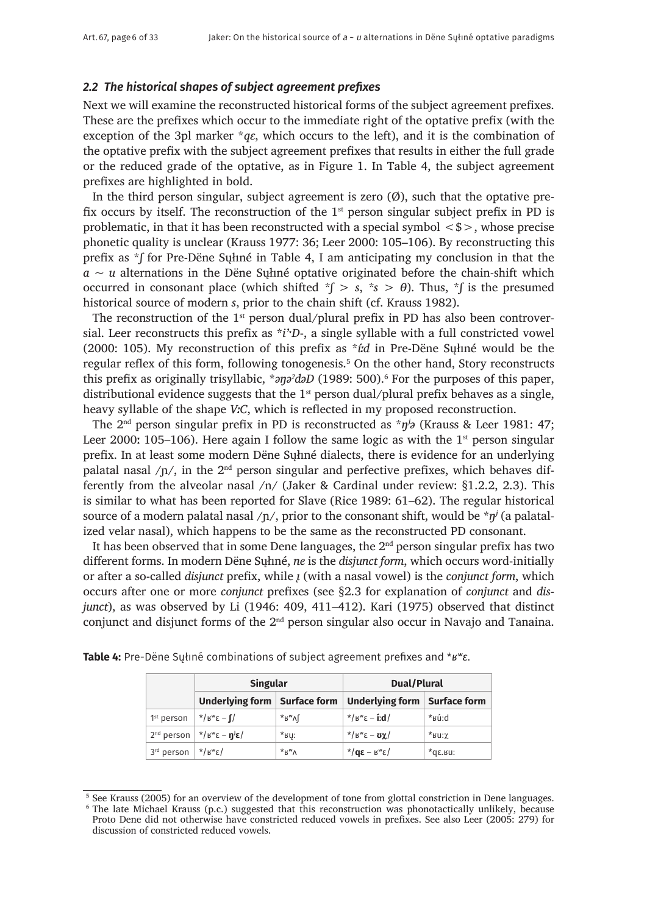### *2.2 The historical shapes of subject agreement prefixes*

Next we will examine the reconstructed historical forms of the subject agreement prefixes. These are the prefixes which occur to the immediate right of the optative prefix (with the exception of the 3pl marker *\*qɛ*, which occurs to the left), and it is the combination of the optative prefix with the subject agreement prefixes that results in either the full grade or the reduced grade of the optative, as in Figure 1. In Table 4, the subject agreement prefixes are highlighted in bold.

In the third person singular, subject agreement is zero (Ø), such that the optative prefix occurs by itself. The reconstruction of the 1st person singular subject prefix in PD is problematic, in that it has been reconstructed with a special symbol <\$>, whose precise phonetic quality is unclear (Krauss 1977: 36; Leer 2000: 105–106). By reconstructing this prefix as *\*ʃ* for Pre-Dëne Sųłıné in Table 4, I am anticipating my conclusion in that the *a* ~ *u* alternations in the Dëne Sųłıné optative originated before the chain-shift which occurred in consonant place (which shifted *\*ʃ* > *s*, *\*s* > *θ*). Thus, *\*ʃ* is the presumed historical source of modern *s*, prior to the chain shift (cf. Krauss 1982).

The reconstruction of the 1st person dual/plural prefix in PD has also been controversial. Leer reconstructs this prefix as *\*i'D-*, a single syllable with a full constricted vowel (2000: 105). My reconstruction of this prefix as *\*ɨ́d* in Pre-Dëne Sųłıné would be the regular reflex of this form, following tonogenesis.[5] On the other hand, Story reconstructs this prefix as originally trisyllabic, *\*əŋəˀdəD* (1989: 500).[6] For the purposes of this paper, distributional evidence suggests that the 1st person dual/plural behaves as a single, heavy syllable of the shape *V:C*, which is reflected in my proposed reconstruction.

The 2nd person singular prefix in PD is reconstructed as *\*ŋʲə* (Krauss & Leer 1981: 47; Leer 2000: 105–106). Here again I follow the same logic as with the 1st person singular prefix. In at least some modern Dëne Sųłıné dialects, there is evidence for an underlying palatal nasal /ɲ/, in the 2nd person singular and perfective prefixes, which behaves differently from the alveolar nasal /n/ (Jaker & Cardinal under review: §1.2.2, 2.3). This is similar to what has been reported for Slave (Rice 1989: 61–62). The regular historical source of a modern palatal nasal /ɲ/, prior to the consonant shift, would be *\*ŋʲ* (a palatalized velar nasal), which happens to be the same as the reconstructed PD consonant.

It has been observed that in some Dene languages, the 2nd person singular prefix has two different forms. In modern Dëne Sųłıné, *ne* is the *disjunct form*, which occurs word-initially or after a so-called *disjunct* prefix, while *į* (with a nasal vowel) is the *conjunct form*, which occurs after one or more *conjunct* prefixes (see §2.3 for explanation of *conjunct* and *disjunct*), as was observed by Li (1946: 409, 411–412). Kari (1975) observed that distinct conjunct and disjunct forms of the 2nd person singular also occur in Navajo and Tanaina.

**Table 4:** Pre-Dëne Sųłıné combinations of subject agreement prefixes and \*ʁʷɛ.

| | Singular | | Dual/Plural | |
|---|---|---|---|---|
| | **Underlying form** | **Surface form** | **Underlying form** | **Surface form** |
| 1st person | \*/ʁʷɛ – **ʃ**/ | \*ʁʷʌʃ | \*/ʁʷɛ – **ɨ́:d**/ | \*ʁú:d |
| 2nd person | \*/ʁʷɛ – **ŋʲɛ**/ | \*ʁų: | \*/ʁʷɛ – **ʊχ**/ | \*ʁu:χ |
| 3rd person | \*/ʁʷɛ/ | \*ʁʷʌ | \*/**qɛ** – ʁʷɛ/ | \*qɛ.ʁu: |

[5] See Krauss (2005) for an overview of the development of tone from glottal constriction in Dene languages.

[6] The late Michael Krauss (p.c.) suggested that this reconstruction was phonotactically unlikely, because Proto Dene did not otherwise have constricted reduced vowels in prefixes. See also Leer (2005: 279) for discussion of constricted reduced vowels.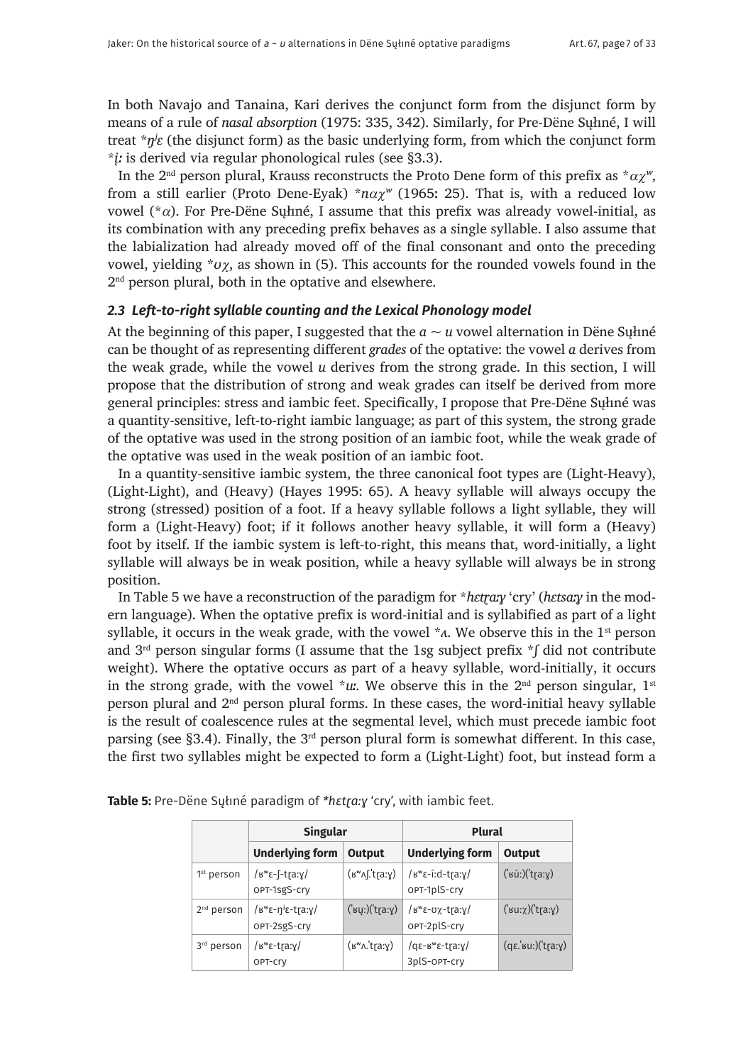In both Navajo and Tanaina, Kari derives the conjunct form from the disjunct form by means of a rule of *nasal absorption* (1975: 335, 342). Similarly, for Pre-Dëne Sųłıné, I will treat *ŋʲɛ (the disjunct form) as the basic underlying form, from which the conjunct form *į: is derived via regular phonological rules (see §3.3).

In the 2nd person plural, Krauss reconstructs the Proto Dene form of this prefix as *ɑχʷ, from a still earlier (Proto Dene-Eyak) *nɑχʷ (1965: 25). That is, with a reduced low vowel (*ɑ). For Pre-Dëne Sųłıné, I assume that this prefix was already vowel-initial, as its combination with any preceding prefix behaves as a single syllable. I also assume that the labialization had already moved off of the final consonant and onto the preceding vowel, yielding *ʊχ, as shown in (5). This accounts for the rounded vowels found in the 2nd person plural, both in the optative and elsewhere.

### 2.3 Left-to-right syllable counting and the Lexical Phonology model

At the beginning of this paper, I suggested that the *a* ~ *u* vowel alternation in Dëne Sųłıné can be thought of as representing different *grades* of the optative: the vowel *a* derives from the weak grade, while the vowel *u* derives from the strong grade. In this section, I will propose that the distribution of strong and weak grades can itself be derived from more general principles: stress and iambic feet. Specifically, I propose that Pre-Dëne Sųłıné was a quantity-sensitive, left-to-right iambic language; as part of this system, the strong grade of the optative was used in the strong position of an iambic foot, while the weak grade of the optative was used in the weak position of an iambic foot.

In a quantity-sensitive iambic system, the three canonical foot types are (Light-Heavy), (Light-Light), and (Heavy) (Hayes 1995: 65). A heavy syllable will always occupy the strong (stressed) position of a foot. If a heavy syllable follows a light syllable, they will form a (Light-Heavy) foot; if it follows another heavy syllable, it will form a (Heavy) foot by itself. If the iambic system is left-to-right, this means that, word-initially, a light syllable will always be in weak position, while a heavy syllable will always be in strong position.

In Table 5 we have a reconstruction of the paradigm for **hɛtɽa:ɣ* 'cry' (*hɛtsa:ɣ* in the modern language). When the optative prefix is word-initial and is syllabified as part of a light syllable, it occurs in the weak grade, with the vowel *ʌ. We observe this in the 1st person and 3rd person singular forms (I assume that the 1sg subject prefix *ʃ did not contribute weight). Where the optative occurs as part of a heavy syllable, word-initially, it occurs in the strong grade, with the vowel **ɯ:*. We observe this in the 2nd person singular, 1st person plural and 2nd person plural forms. In these cases, the word-initial heavy syllable is the result of coalescence rules at the segmental level, which must precede iambic foot parsing (see §3.4). Finally, the 3rd person plural form is somewhat different. In this case, the first two syllables might be expected to form a (Light-Light) foot, but instead form a

**Table 5:** Pre-Dëne Sųłıné paradigm of **hɛtɽa:ɣ* 'cry', with iambic feet.

| | Singular | | Plural | |
|---|---|---|---|---|
| | **Underlying form** | **Output** | **Underlying form** | **Output** |
| 1st person | /ʁʷɛ-ʃ-tɽa:ɣ/ OPT-1sgS-cry | (ʁʷʌʃ.ˈtɽa:ɣ) | /ʁʷɛ-í:d-tɽa:ɣ/ OPT-1plS-cry | (ˈʁɯ́:)(ˈtɽa:ɣ) |
| 2nd person | /ʁʷɛ-ŋʲɛ-tɽa:ɣ/ OPT-2sgS-cry | (ˈʁɯ̨:)(ˈtɽa:ɣ) | /ʁʷɛ-ʊχ-tɽa:ɣ/ OPT-2plS-cry | (ˈʁɯ:χ)(ˈtɽa:ɣ) |
| 3rd person | /ʁʷɛ-tɽa:ɣ/ OPT-cry | (ʁʷʌ.ˈtɽa:ɣ) | /qɛ-ʁʷɛ-tɽa:ɣ/ 3plS-OPT-cry | (qɛ.ˈʁɯ:)(ˈtɽa:ɣ) |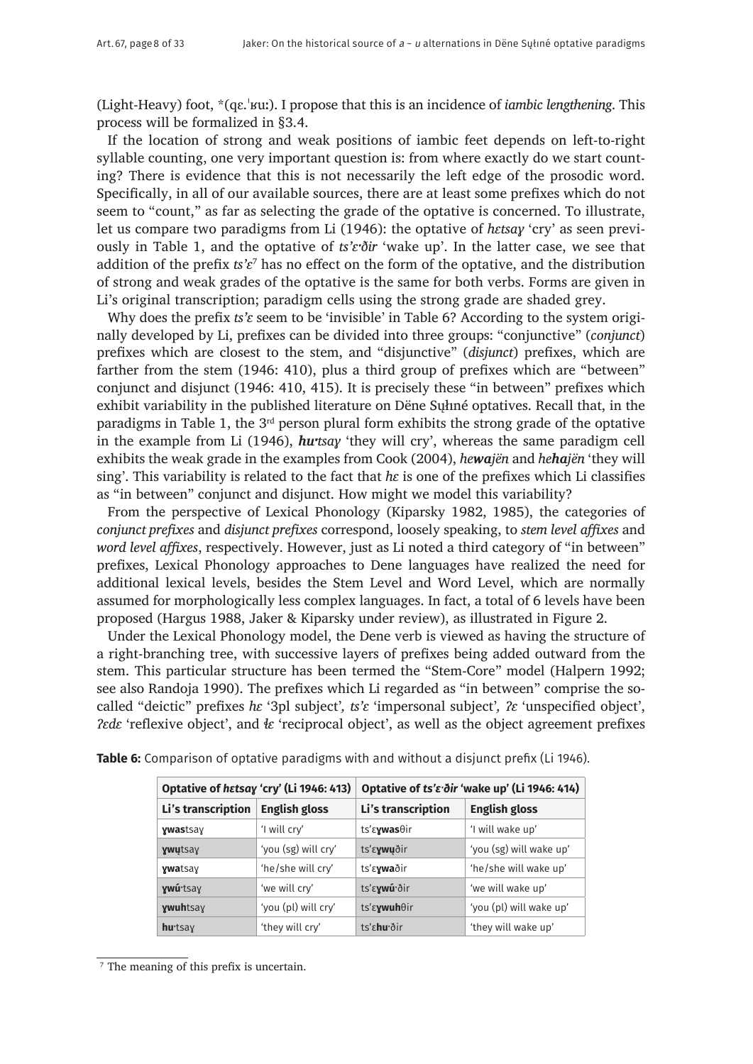(Light-Heavy) foot, *(qɛ.ˈʁuː). I propose that this is an incidence of *iambic lengthening*. This process will be formalized in §3.4.

If the location of strong and weak positions of iambic feet depends on left-to-right syllable counting, one very important question is: from where exactly do we start counting? There is evidence that this is not necessarily the left edge of the prosodic word. Specifically, in all of our available sources, there are at least some prefixes which do not seem to "count," as far as selecting the grade of the optative is concerned. To illustrate, let us compare two paradigms from Li (1946): the optative of *hɛtsaɣ* 'cry' as seen previously in Table 1, and the optative of *ts'ɛ·ðir* 'wake up'. In the latter case, we see that addition of the prefix *ts'ɛ*[7] has no effect on the form of the optative, and the distribution of strong and weak grades of the optative is the same for both verbs. Forms are given in Li's original transcription; paradigm cells using the strong grade are shaded grey.

Why does the prefix *ts'ɛ* seem to be 'invisible' in Table 6? According to the system originally developed by Li, prefixes can be divided into three groups: "conjunctive" (*conjunct*) prefixes which are closest to the stem, and "disjunctive" (*disjunct*) prefixes, which are farther from the stem (1946: 410), plus a third group of prefixes which are "between" conjunct and disjunct (1946: 410, 415). It is precisely these "in between" prefixes which exhibit variability in the published literature on Dëne Sųłıné optatives. Recall that, in the paradigms in Table 1, the 3rd person plural form exhibits the strong grade of the optative in the example from Li (1946), ***hu·****tsaɣ* 'they will cry', whereas the same paradigm cell exhibits the weak grade in the examples from Cook (2004), *he****wa****jën* and *he****ha****jën* 'they will sing'. This variability is related to the fact that *hɛ* is one of the prefixes which Li classifies as "in between" conjunct and disjunct. How might we model this variability?

From the perspective of Lexical Phonology (Kiparsky 1982, 1985), the categories of *conjunct prefixes* and *disjunct prefixes* correspond, loosely speaking, to *stem level affixes* and *word level affixes*, respectively. However, just as Li noted a third category of "in between" prefixes, Lexical Phonology approaches to Dene languages have realized the need for additional lexical levels, besides the Stem Level and Word Level, which are normally assumed for morphologically less complex languages. In fact, a total of 6 levels have been proposed (Hargus 1988, Jaker & Kiparsky under review), as illustrated in Figure 2.

Under the Lexical Phonology model, the Dene verb is viewed as having the structure of a right-branching tree, with successive layers of prefixes being added outward from the stem. This particular structure has been termed the "Stem-Core" model (Halpern 1992; see also Randoja 1990). The prefixes which Li regarded as "in between" comprise the so-called "deictic" prefixes *hɛ* '3pl subject', *ts'ɛ* 'impersonal subject', *ʔɛ* 'unspecified object', *ʔɛdɛ* 'reflexive object', and *łɛ* 'reciprocal object', as well as the object agreement prefixes

**Table 6:** Comparison of optative paradigms with and without a disjunct prefix (Li 1946).

| Optative of *hɛtsaɣ* 'cry' (Li 1946: 413) | | Optative of *ts'ɛ·ðir* 'wake up' (Li 1946: 414) | |
|---|---|---|---|
| **Li's transcription** | **English gloss** | **Li's transcription** | **English gloss** |
| **ɣwas**tsaɣ | 'I will cry' | ts'ɛ**ɣwas**θir | 'I will wake up' |
| **ɣwų**tsaɣ | 'you (sg) will cry' | ts'ɛ**ɣwų**ðir | 'you (sg) will wake up' |
| **ɣwa**tsaɣ | 'he/she will cry' | ts'ɛ**ɣwa**ðir | 'he/she will wake up' |
| **ɣwų́·**tsaɣ | 'we will cry' | ts'ɛ**ɣwų́·**ðir | 'we will wake up' |
| **ɣwuh**tsaɣ | 'you (pl) will cry' | ts'ɛ**ɣwuh**θir | 'you (pl) will wake up' |
| **hu·**tsaɣ | 'they will cry' | ts'ɛ**hu·**ðir | 'they will wake up' |

[7] The meaning of this prefix is uncertain.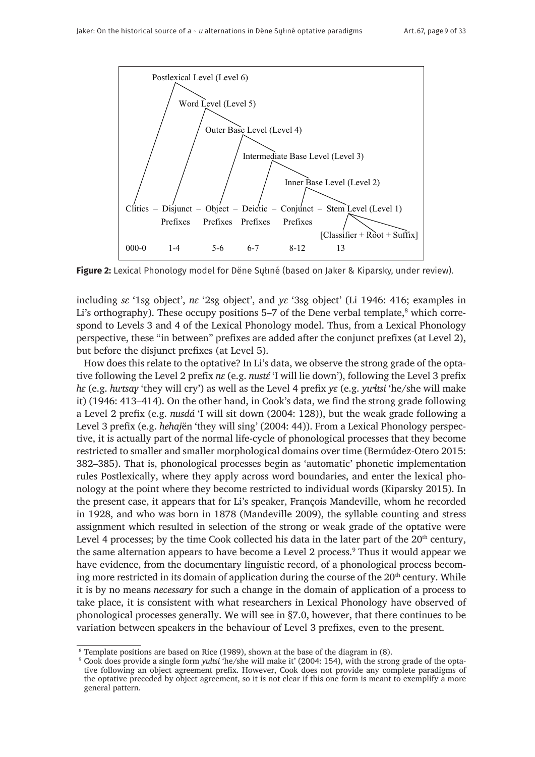```
Postlexical Level (Level 6)
  Word Level (Level 5)
    Outer Base Level (Level 4)
      Intermediate Base Level (Level 3)
        Inner Base Level (Level 2)

Clitics – Disjunct – Object – Deictic – Conjunct – Stem Level (Level 1)
          Prefixes   Prefixes  Prefixes  Prefixes
                                                  [Classifier + Root + Suffix]
000-0     1-4        5-6       6-7       8-12       13
```

**Figure 2:** Lexical Phonology model for Dëne Sųłiné (based on Jaker & Kiparsky, under review).

including *sɛ* '1sg object', *nɛ* '2sg object', and *yɛ* '3sg object' (Li 1946: 416; examples in Li's orthography). These occupy positions 5–7 of the Dene verbal template,[8] which correspond to Levels 3 and 4 of the Lexical Phonology model. Thus, from a Lexical Phonology perspective, these "in between" prefixes are added after the conjunct prefixes (at Level 2), but before the disjunct prefixes (at Level 5).

How does this relate to the optative? In Li's data, we observe the strong grade of the optative following the Level 2 prefix *nɛ* (e.g. *nustɛ́* 'I will lie down'), following the Level 3 prefix *hɛ* (e.g. *hu·tsaɣ* 'they will cry') as well as the Level 4 prefix *yɛ* (e.g. *yu·łtsi* 'he/she will make it) (1946: 413–414). On the other hand, in Cook's data, we find the strong grade following a Level 2 prefix (e.g. *nusdá* 'I will sit down (2004: 128)), but the weak grade following a Level 3 prefix (e.g. *hehaj*ën 'they will sing' (2004: 44)). From a Lexical Phonology perspective, it is actually part of the normal life-cycle of phonological processes that they become restricted to smaller and smaller morphological domains over time (Bermúdez-Otero 2015: 382–385). That is, phonological processes begin as 'automatic' phonetic implementation rules Postlexically, where they apply across word boundaries, and enter the lexical phonology at the point where they become restricted to individual words (Kiparsky 2015). In the present case, it appears that for Li's speaker, François Mandeville, whom he recorded in 1928, and who was born in 1878 (Mandeville 2009), the syllable counting and stress assignment which resulted in selection of the strong or weak grade of the optative were Level 4 processes; by the time Cook collected his data in the later part of the 20th century, the same alternation appears to have become a Level 2 process.[9] Thus it would appear we have evidence, from the documentary linguistic record, of a phonological process becoming more restricted in its domain of application during the course of the 20th century. While it is by no means *necessary* for such a change in the domain of application of a process to take place, it is consistent with what researchers in Lexical Phonology have observed of phonological processes generally. We will see in §7.0, however, that there continues to be variation between speakers in the behaviour of Level 3 prefixes, even to the present.

---

[8] Template positions are based on Rice (1989), shown at the base of the diagram in (8).

[9] Cook does provide a single form *yułtsi* 'he/she will make it' (2004: 154), with the strong grade of the optative following an object agreement prefix. However, Cook does not provide any complete paradigms of the optative preceded by object agreement, so it is not clear if this one form is meant to exemplify a more general pattern.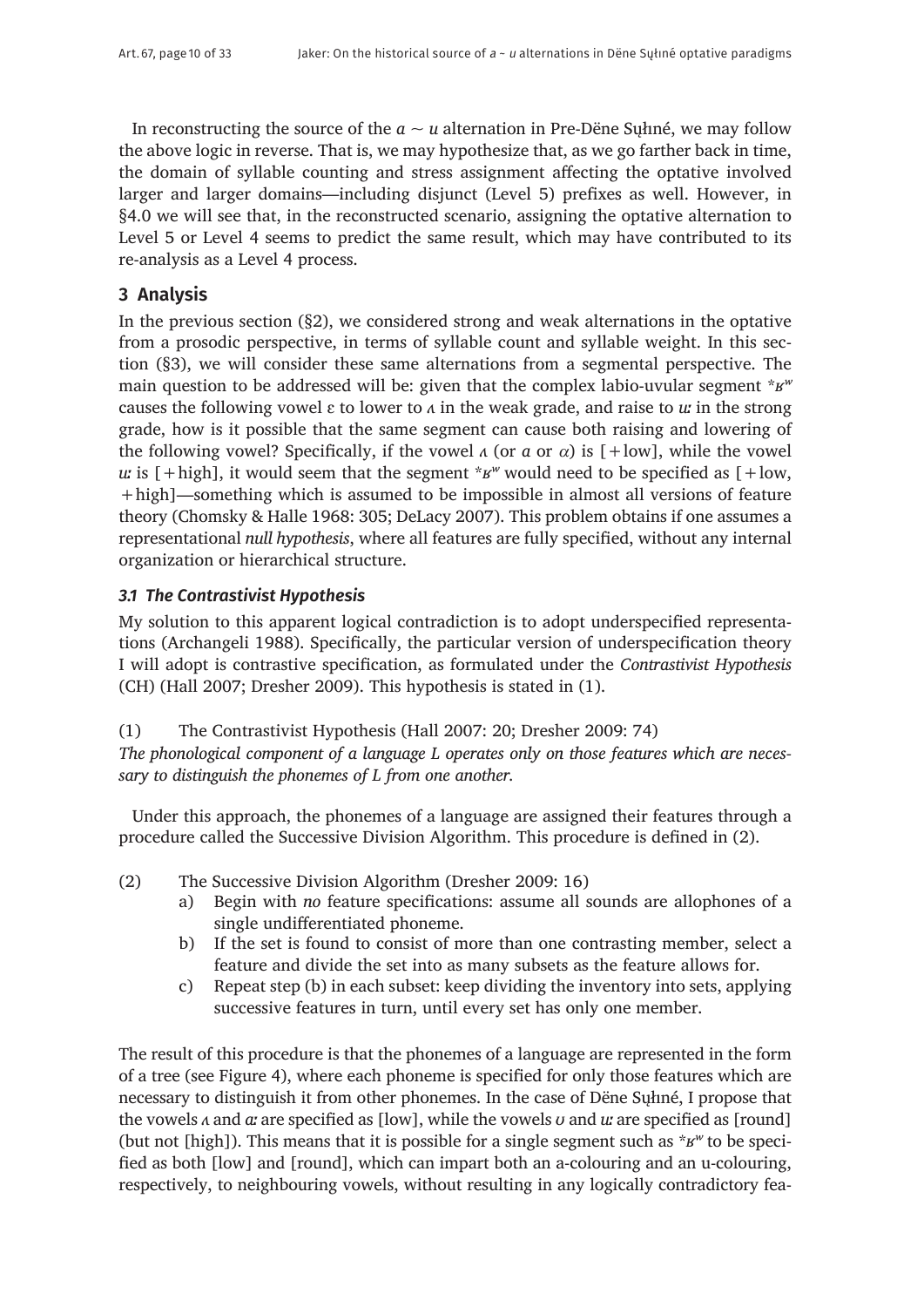In reconstructing the source of the *a* ~ *u* alternation in Pre-Dëne Sųłıné, we may follow the above logic in reverse. That is, we may hypothesize that, as we go farther back in time, the domain of syllable counting and stress assignment affecting the optative involved larger and larger domains—including disjunct (Level 5) prefixes as well. However, in §4.0 we will see that, in the reconstructed scenario, assigning the optative alternation to Level 5 or Level 4 seems to predict the same result, which may have contributed to its re-analysis as a Level 4 process.

## 3 Analysis

In the previous section (§2), we considered strong and weak alternations in the optative from a prosodic perspective, in terms of syllable count and syllable weight. In this section (§3), we will consider these same alternations from a segmental perspective. The main question to be addressed will be: given that the complex labio-uvular segment *ʁʷ causes the following vowel ɛ to lower to *ʌ* in the weak grade, and raise to *uː* in the strong grade, how is it possible that the same segment can cause both raising and lowering of the following vowel? Specifically, if the vowel *ʌ* (or *a* or *ɑ*) is [+low], while the vowel *uː* is [+high], it would seem that the segment *ʁʷ would need to be specified as [+low, +high]—something which is assumed to be impossible in almost all versions of feature theory (Chomsky & Halle 1968: 305; DeLacy 2007). This problem obtains if one assumes a representational *null hypothesis*, where all features are fully specified, without any internal organization or hierarchical structure.

### 3.1 The Contrastivist Hypothesis

My solution to this apparent logical contradiction is to adopt underspecified representations (Archangeli 1988). Specifically, the particular version of underspecification theory I will adopt is contrastive specification, as formulated under the *Contrastivist Hypothesis* (CH) (Hall 2007; Dresher 2009). This hypothesis is stated in (1).

(1) The Contrastivist Hypothesis (Hall 2007: 20; Dresher 2009: 74)
*The phonological component of a language L operates only on those features which are necessary to distinguish the phonemes of L from one another.*

Under this approach, the phonemes of a language are assigned their features through a procedure called the Successive Division Algorithm. This procedure is defined in (2).

(2) The Successive Division Algorithm (Dresher 2009: 16)
  a) Begin with *no* feature specifications: assume all sounds are allophones of a single undifferentiated phoneme.
  b) If the set is found to consist of more than one contrasting member, select a feature and divide the set into as many subsets as the feature allows for.
  c) Repeat step (b) in each subset: keep dividing the inventory into sets, applying successive features in turn, until every set has only one member.

The result of this procedure is that the phonemes of a language are represented in the form of a tree (see Figure 4), where each phoneme is specified for only those features which are necessary to distinguish it from other phonemes. In the case of Dëne Sųłıné, I propose that the vowels *ʌ* and *aː* are specified as [low], while the vowels *ʊ* and *uː* are specified as [round] (but not [high]). This means that it is possible for a single segment such as *ʁʷ to be specified as both [low] and [round], which can impart both an a-colouring and an u-colouring, respectively, to neighbouring vowels, without resulting in any logically contradictory fea-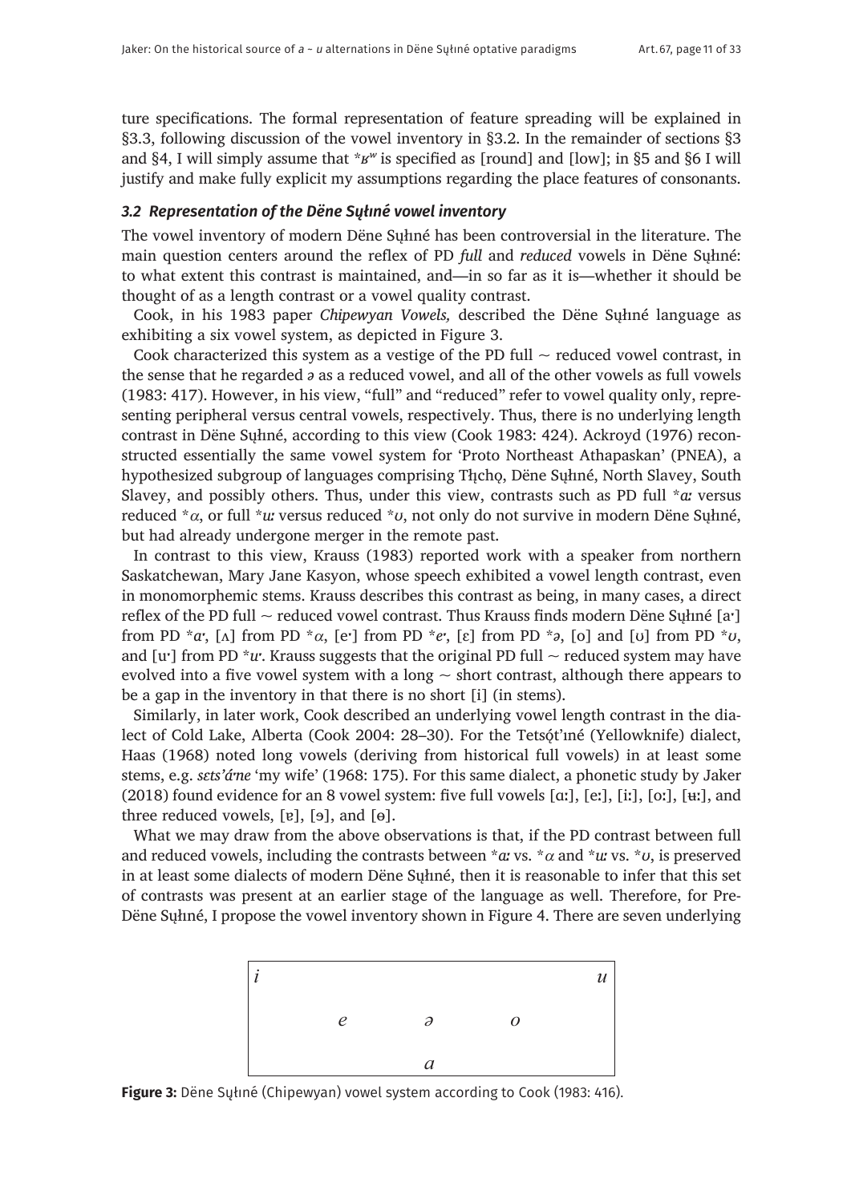ture specifications. The formal representation of feature spreading will be explained in §3.3, following discussion of the vowel inventory in §3.2. In the remainder of sections §3 and §4, I will simply assume that *ʁʷ is specified as [round] and [low]; in §5 and §6 I will justify and make fully explicit my assumptions regarding the place features of consonants.

### *3.2 Representation of the Dëne Sųłıné vowel inventory*

The vowel inventory of modern Dëne Sųłıné has been controversial in the literature. The main question centers around the reflex of PD *full* and *reduced* vowels in Dëne Sųłıné: to what extent this contrast is maintained, and—in so far as it is—whether it should be thought of as a length contrast or a vowel quality contrast.

Cook, in his 1983 paper *Chipewyan Vowels,* described the Dëne Sųłıné language as exhibiting a six vowel system, as depicted in Figure 3.

Cook characterized this system as a vestige of the PD full ~ reduced vowel contrast, in the sense that he regarded *ə* as a reduced vowel, and all of the other vowels as full vowels (1983: 417). However, in his view, "full" and "reduced" refer to vowel quality only, representing peripheral versus central vowels, respectively. Thus, there is no underlying length contrast in Dëne Sųłıné, according to this view (Cook 1983: 424). Ackroyd (1976) reconstructed essentially the same vowel system for 'Proto Northeast Athapaskan' (PNEA), a hypothesized subgroup of languages comprising Tłı̨chǫ, Dëne Sųłıné, North Slavey, South Slavey, and possibly others. Thus, under this view, contrasts such as PD full **ɑː* versus reduced *ɑ, or full **uː* versus reduced **ʊ*, not only do not survive in modern Dëne Sųłıné, but had already undergone merger in the remote past.

In contrast to this view, Krauss (1983) reported work with a speaker from northern Saskatchewan, Mary Jane Kasyon, whose speech exhibited a vowel length contrast, even in monomorphemic stems. Krauss describes this contrast as being, in many cases, a direct reflex of the PD full ~ reduced vowel contrast. Thus Krauss finds modern Dëne Sųłıné [aˑ] from PD **ɑˑ*, [ʌ] from PD *ɑ, [eˑ] from PD **eˑ*, [ɛ] from PD **ə*, [o] and [ʊ] from PD **ʊ*, and [uˑ] from PD **uˑ*. Krauss suggests that the original PD full ~ reduced system may have evolved into a five vowel system with a long ~ short contrast, although there appears to be a gap in the inventory in that there is no short [i] (in stems).

Similarly, in later work, Cook described an underlying vowel length contrast in the dialect of Cold Lake, Alberta (Cook 2004: 28–30). For the Tetsǫ́t'ıné (Yellowknife) dialect, Haas (1968) noted long vowels (deriving from historical full vowels) in at least some stems, e.g. *sɛts'áˑne* 'my wife' (1968: 175). For this same dialect, a phonetic study by Jaker (2018) found evidence for an 8 vowel system: five full vowels [ɑː], [eː], [iː], [oː], [ʉː], and three reduced vowels, [ɐ], [ɘ], and [ɵ].

What we may draw from the above observations is that, if the PD contrast between full and reduced vowels, including the contrasts between **ɑː* vs. *ɑ and **uː* vs. **ʊ*, is preserved in at least some dialects of modern Dëne Sųłıné, then it is reasonable to infer that this set of contrasts was present at an earlier stage of the language as well. Therefore, for Pre-Dëne Sųłıné, I propose the vowel inventory shown in Figure 4. There are seven underlying

| *i* | | | | *u* |
|---|---|---|---|---|
| | *e* | *ə* | *o* | |
| | | *a* | | |

**Figure 3:** Dëne Sųłıné (Chipewyan) vowel system according to Cook (1983: 416).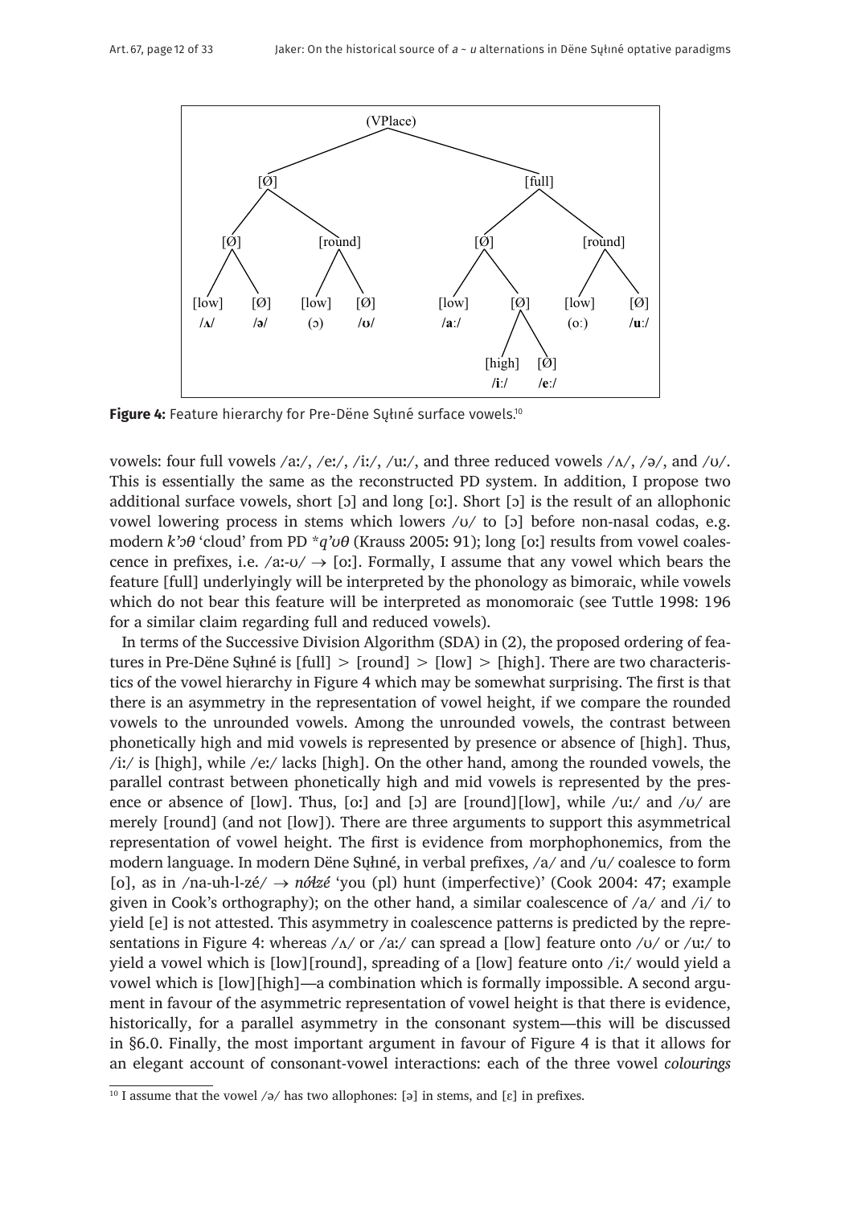(VPlace)

[Ø] — [full]

Under [Ø]: [Ø] and [round]
- [Ø] → [low] /ʌ/, [Ø] /ə/
- [round] → [low] (ɔ), [Ø] /ʊ/

Under [full]: [Ø] and [round]
- [Ø] → [low] /aː/, [Ø] → [high] /iː/, [Ø] /eː/
- [round] → [low] (oː), [Ø] /uː/

**Figure 4:** Feature hierarchy for Pre-Dëne Sųłiné surface vowels.[10]

vowels: four full vowels /aː/, /eː/, /iː/, /uː/, and three reduced vowels /ʌ/, /ə/, and /ʊ/. This is essentially the same as the reconstructed PD system. In addition, I propose two additional surface vowels, short [ɔ] and long [oː]. Short [ɔ] is the result of an allophonic vowel lowering process in stems which lowers /ʊ/ to [ɔ] before non-nasal codas, e.g. modern *k'ɔθ* 'cloud' from PD *\*q'ʊθ* (Krauss 2005: 91); long [oː] results from vowel coalescence in prefixes, i.e. /aː-ʊ/ → [oː]. Formally, I assume that any vowel which bears the feature [full] underlyingly will be interpreted by the phonology as bimoraic, while vowels which do not bear this feature will be interpreted as monomoraic (see Tuttle 1998: 196 for a similar claim regarding full and reduced vowels).

In terms of the Successive Division Algorithm (SDA) in (2), the proposed ordering of features in Pre-Dëne Sųłiné is [full] > [round] > [low] > [high]. There are two characteristics of the vowel hierarchy in Figure 4 which may be somewhat surprising. The first is that there is an asymmetry in the representation of vowel height, if we compare the rounded vowels to the unrounded vowels. Among the unrounded vowels, the contrast between phonetically high and mid vowels is represented by presence or absence of [high]. Thus, /iː/ is [high], while /eː/ lacks [high]. On the other hand, among the rounded vowels, the parallel contrast between phonetically high and mid vowels is represented by the presence or absence of [low]. Thus, [oː] and [ɔ] are [round][low], while /uː/ and /ʊ/ are merely [round] (and not [low]). There are three arguments to support this asymmetrical representation of vowel height. The first is evidence from morphophonemics, from the modern language. In modern Dëne Sųłiné, in verbal prefixes, /a/ and /u/ coalesce to form [o], as in /na-uh-l-zé/ → *nółzé* 'you (pl) hunt (imperfective)' (Cook 2004: 47; example given in Cook's orthography); on the other hand, a similar coalescence of /a/ and /i/ to yield [e] is not attested. This asymmetry in coalescence patterns is predicted by the representations in Figure 4: whereas /ʌ/ or /aː/ can spread a [low] feature onto /ʊ/ or /uː/ to yield a vowel which is [low][round], spreading of a [low] feature onto /iː/ would yield a vowel which is [low][high]—a combination which is formally impossible. A second argument in favour of the asymmetric representation of vowel height is that there is evidence, historically, for a parallel asymmetry in the consonant system—this will be discussed in §6.0. Finally, the most important argument in favour of Figure 4 is that it allows for an elegant account of consonant-vowel interactions: each of the three vowel *colourings*

[10] I assume that the vowel /ə/ has two allophones: [ə] in stems, and [ɛ] in prefixes.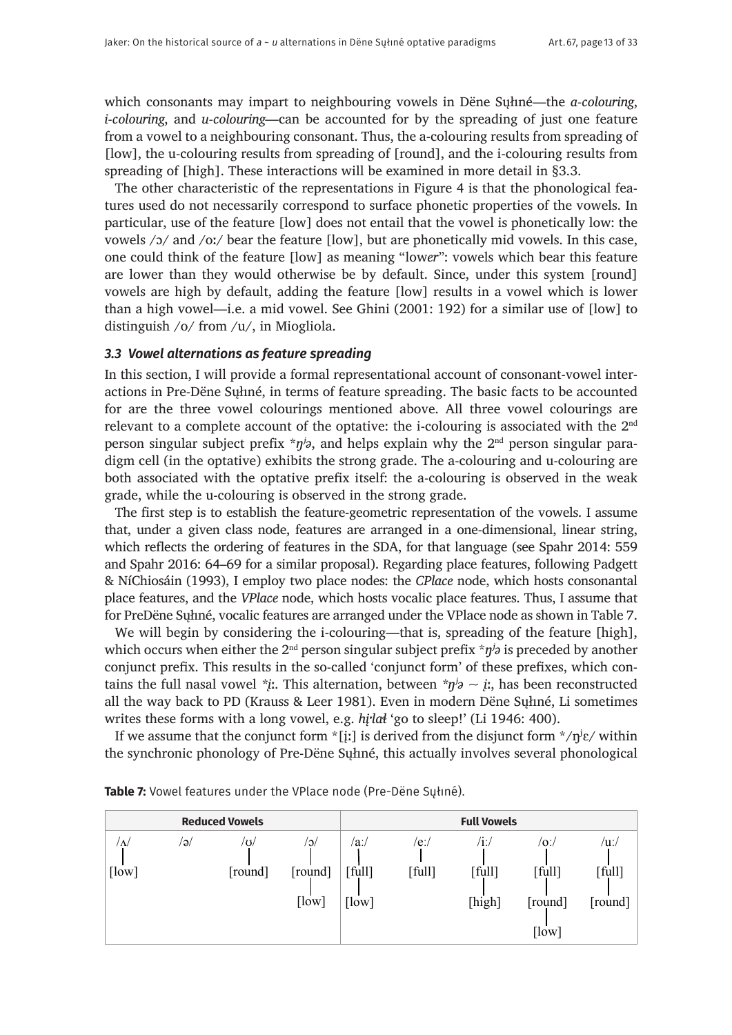which consonants may impart to neighbouring vowels in Dëne Sųłıné—the *a-colouring*, *i-colouring*, and *u-colouring*—can be accounted for by the spreading of just one feature from a vowel to a neighbouring consonant. Thus, the a-colouring results from spreading of [low], the u-colouring results from spreading of [round], and the i-colouring results from spreading of [high]. These interactions will be examined in more detail in §3.3.

The other characteristic of the representations in Figure 4 is that the phonological features used do not necessarily correspond to surface phonetic properties of the vowels. In particular, use of the feature [low] does not entail that the vowel is phonetically low: the vowels /ɔ/ and /oː/ bear the feature [low], but are phonetically mid vowels. In this case, one could think of the feature [low] as meaning "low*er*": vowels which bear this feature are lower than they would otherwise be by default. Since, under this system [round] vowels are high by default, adding the feature [low] results in a vowel which is lower than a high vowel—i.e. a mid vowel. See Ghini (2001: 192) for a similar use of [low] to distinguish /o/ from /u/, in Miogliola.

### *3.3 Vowel alternations as feature spreading*

In this section, I will provide a formal representational account of consonant-vowel interactions in Pre-Dëne Sųłıné, in terms of feature spreading. The basic facts to be accounted for are the three vowel colourings mentioned above. All three vowel colourings are relevant to a complete account of the optative: the i-colouring is associated with the 2nd person singular subject prefix *$ŋ^jə$, and helps explain why the 2nd person singular paradigm cell (in the optative) exhibits the strong grade. The a-colouring and u-colouring are both associated with the optative prefix itself: the a-colouring is observed in the weak grade, while the u-colouring is observed in the strong grade.

The first step is to establish the feature-geometric representation of the vowels. I assume that, under a given class node, features are arranged in a one-dimensional, linear string, which reflects the ordering of features in the SDA, for that language (see Spahr 2014: 559 and Spahr 2016: 64–69 for a similar proposal). Regarding place features, following Padgett & NíChiosáin (1993), I employ two place nodes: the *CPlace* node, which hosts consonantal place features, and the *VPlace* node, which hosts vocalic place features. Thus, I assume that for PreDëne Sųłıné, vocalic features are arranged under the VPlace node as shown in Table 7.

We will begin by considering the i-colouring—that is, spreading of the feature [high], which occurs when either the 2nd person singular subject prefix *$ŋ^jə$ is preceded by another conjunct prefix. This results in the so-called 'conjunct form' of these prefixes, which contains the full nasal vowel *į:*. This alternation, between *$ŋ^jə$ ~ *į:*, has been reconstructed all the way back to PD (Krauss & Leer 1981). Even in modern Dëne Sųłıné, Li sometimes writes these forms with a long vowel, e.g. *hį·lał* 'go to sleep!' (Li 1946: 400).

If we assume that the conjunct form *[į:] is derived from the disjunct form */$ŋ^j$ɛ/ within the synchronic phonology of Pre-Dëne Sųłıné, this actually involves several phonological

**Table 7:** Vowel features under the VPlace node (Pre-Dëne Sųłıné).

| Reduced Vowels | | | | Full Vowels | | | | |
|---|---|---|---|---|---|---|---|---|
| /ʌ/ | /ə/ | /ʊ/ | /ɔ/ | /aː/ | /eː/ | /iː/ | /oː/ | /uː/ |
| [low] | | [round] | [round] | [full] | [full] | [full] | [full] | [full] |
| | | | [low] | [low] | | [high] | [round] | [round] |
| | | | | | | | [low] | |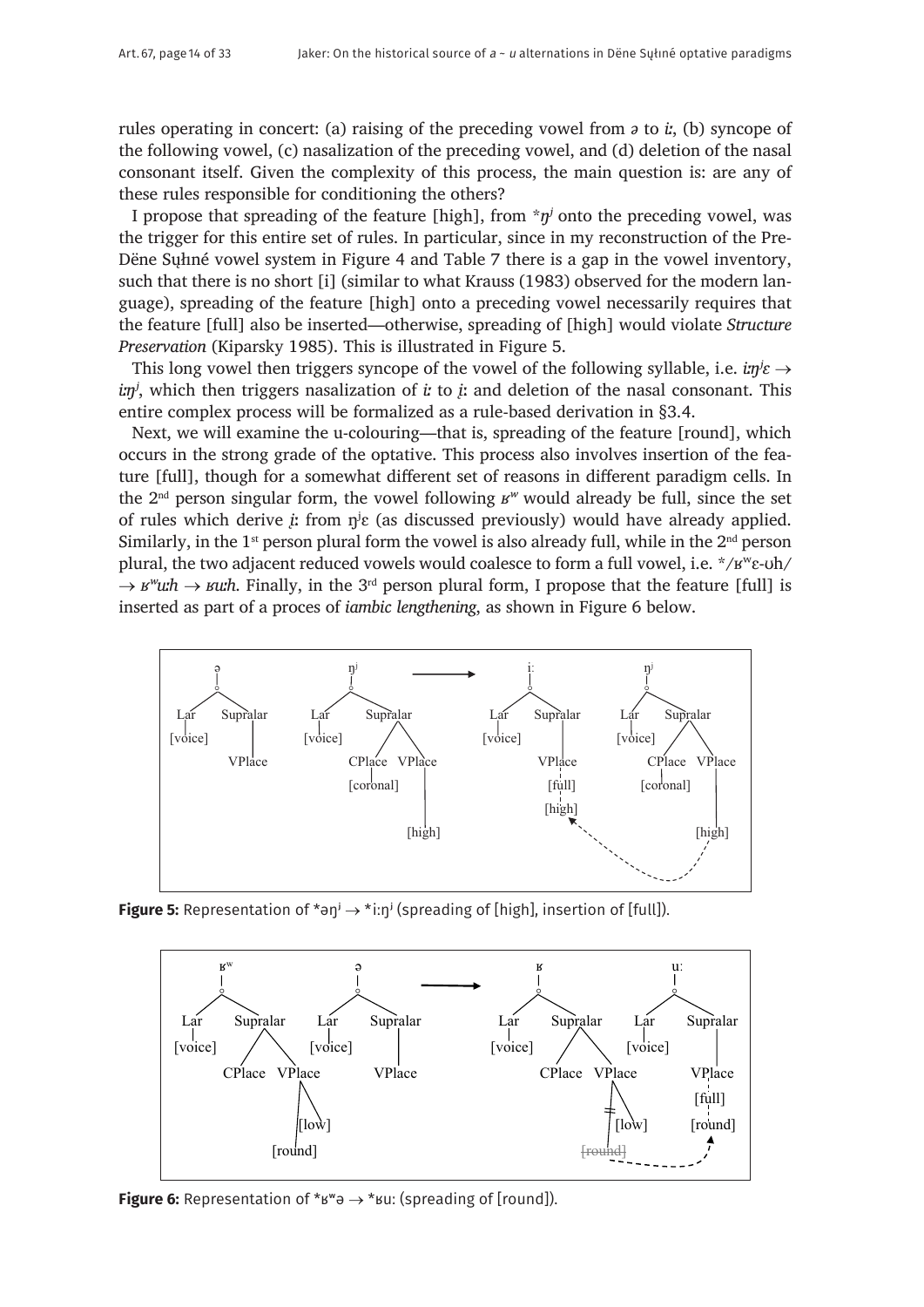rules operating in concert: (a) raising of the preceding vowel from *ə* to *iː*, (b) syncope of the following vowel, (c) nasalization of the preceding vowel, and (d) deletion of the nasal consonant itself. Given the complexity of this process, the main question is: are any of these rules responsible for conditioning the others?

I propose that spreading of the feature [high], from *$ŋ^j$* onto the preceding vowel, was the trigger for this entire set of rules. In particular, since in my reconstruction of the Pre-Dëne Sųłiné vowel system in Figure 4 and Table 7 there is a gap in the vowel inventory, such that there is no short [i] (similar to what Krauss (1983) observed for the modern language), spreading of the feature [high] onto a preceding vowel necessarily requires that the feature [full] also be inserted—otherwise, spreading of [high] would violate *Structure Preservation* (Kiparsky 1985). This is illustrated in Figure 5.

This long vowel then triggers syncope of the vowel of the following syllable, i.e. *iː$ŋ^j$ε* → *iː$ŋ^j$*, which then triggers nasalization of *iː* to *į*ː and deletion of the nasal consonant. This entire complex process will be formalized as a rule-based derivation in §3.4.

Next, we will examine the u-colouring—that is, spreading of the feature [round], which occurs in the strong grade of the optative. This process also involves insertion of the feature [full], though for a somewhat different set of reasons in different paradigm cells. In the 2nd person singular form, the vowel following *$ʁ^w$* would already be full, since the set of rules which derive *į*ː from $ŋ^j$ε (as discussed previously) would have already applied. Similarly, in the 1st person plural form the vowel is also already full, while in the 2nd person plural, the two adjacent reduced vowels would coalesce to form a full vowel, i.e. */$ʁ^w$ε-ʊh/ → *$ʁ^w$uːh* → *ʁuːh*. Finally, in the 3rd person plural form, I propose that the feature [full] is inserted as part of a proces of *iambic lengthening*, as shown in Figure 6 below.

**Figure 5:** Representation of *ə$ŋ^j$ → *iː$ŋ^j$ (spreading of [high], insertion of [full]).

**Figure 6:** Representation of *$ʁ^w$ə → *ʁuː (spreading of [round]).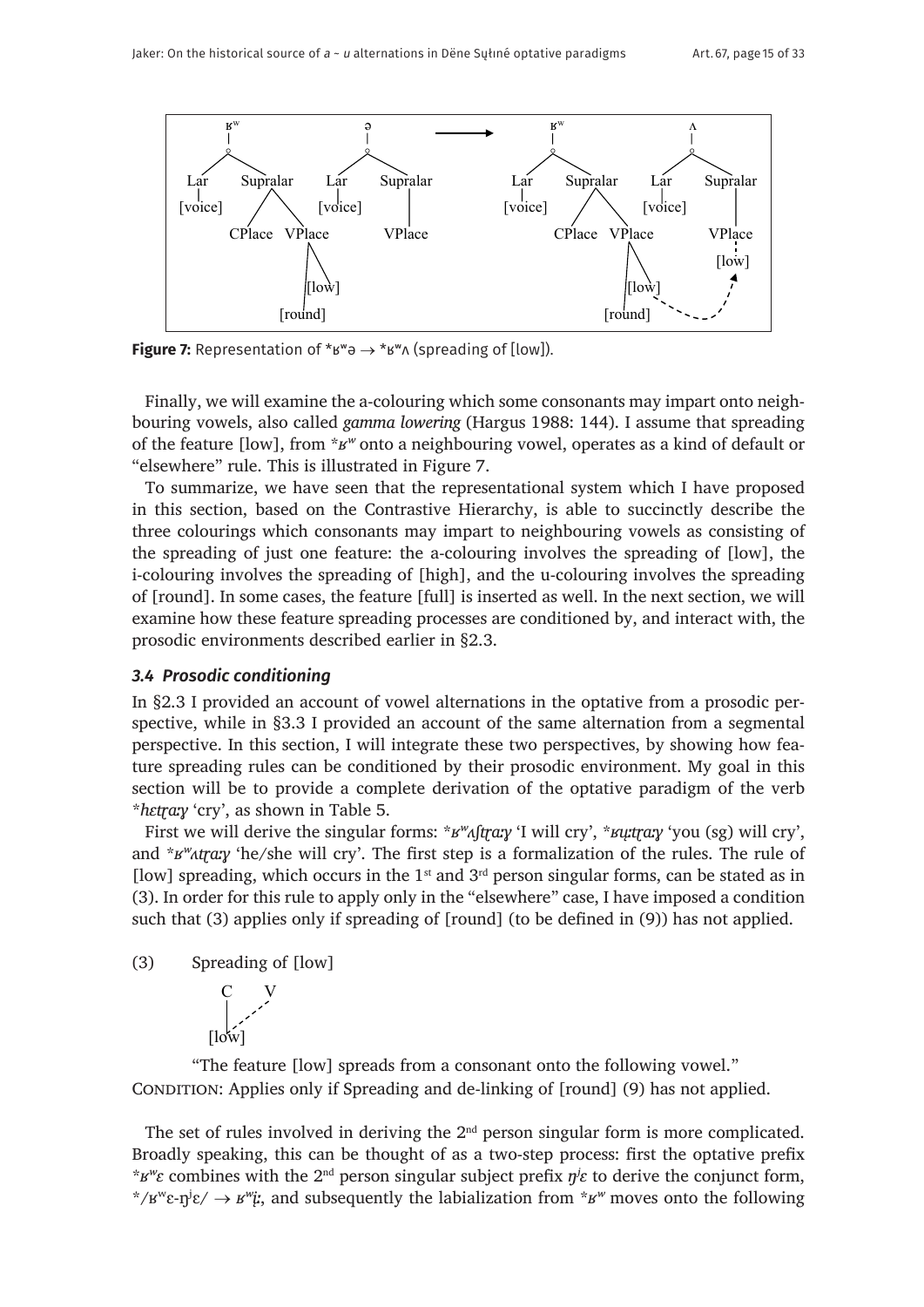Figure 7: Representation of *ʁʷə → *ʁʷʌ (spreading of [low]).

Finally, we will examine the a-colouring which some consonants may impart onto neighbouring vowels, also called *gamma lowering* (Hargus 1988: 144). I assume that spreading of the feature [low], from *\*ʁʷ* onto a neighbouring vowel, operates as a kind of default or "elsewhere" rule. This is illustrated in Figure 7.

To summarize, we have seen that the representational system which I have proposed in this section, based on the Contrastive Hierarchy, is able to succinctly describe the three colourings which consonants may impart to neighbouring vowels as consisting of the spreading of just one feature: the a-colouring involves the spreading of [low], the i-colouring involves the spreading of [high], and the u-colouring involves the spreading of [round]. In some cases, the feature [full] is inserted as well. In the next section, we will examine how these feature spreading processes are conditioned by, and interact with, the prosodic environments described earlier in §2.3.

### *3.4 Prosodic conditioning*

In §2.3 I provided an account of vowel alternations in the optative from a prosodic perspective, while in §3.3 I provided an account of the same alternation from a segmental perspective. In this section, I will integrate these two perspectives, by showing how feature spreading rules can be conditioned by their prosodic environment. My goal in this section will be to provide a complete derivation of the optative paradigm of the verb *\*hɛtʈaːɣ* 'cry', as shown in Table 5.

First we will derive the singular forms: *\*ʁʷʌʃtʈaːɣ* 'I will cry', *\*ʁʉ̹ːtʈaːɣ* 'you (sg) will cry', and *\*ʁʷʌtʈaːɣ* 'he/she will cry'. The first step is a formalization of the rules. The rule of [low] spreading, which occurs in the 1st and 3rd person singular forms, can be stated as in (3). In order for this rule to apply only in the "elsewhere" case, I have imposed a condition such that (3) applies only if spreading of [round] (to be defined in (9)) has not applied.

(3) Spreading of [low]

```
C   V
|  /
[low]
```

"The feature [low] spreads from a consonant onto the following vowel."
CONDITION: Applies only if Spreading and de-linking of [round] (9) has not applied.

The set of rules involved in deriving the 2nd person singular form is more complicated. Broadly speaking, this can be thought of as a two-step process: first the optative prefix *\*ʁʷɛ* combines with the 2nd person singular subject prefix *ŋʲɛ* to derive the conjunct form, \*/ʁʷɛ-ŋʲɛ/ → *ʁʷi̹ː*, and subsequently the labialization from *\*ʁʷ* moves onto the following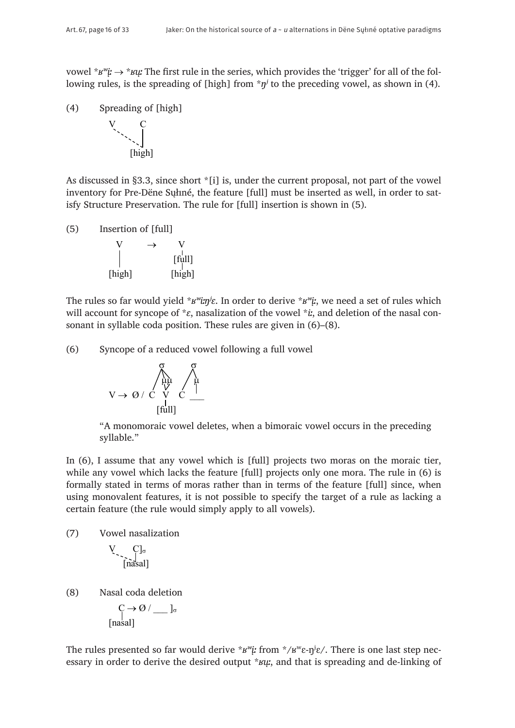vowel *ʁʷį̈ː → *ʁųː The first rule in the series, which provides the 'trigger' for all of the following rules, is the spreading of [high] from *ŋʲ to the preceding vowel, as shown in (4).

(4) Spreading of [high]

```
V       C
 `.     |
   `.   |
     `. |
    [high]
```

As discussed in §3.3, since short *[i] is, under the current proposal, not part of the vowel inventory for Pre-Dëne Sųłiné, the feature [full] must be inserted as well, in order to satisfy Structure Preservation. The rule for [full] insertion is shown in (5).

(5) Insertion of [full]

```
  V       →      V
  |              |
  |            [full]
  |              |
[high]         [high]
```

The rules so far would yield *ʁʷiːŋʲɛ. In order to derive *ʁʷį̈ː, we need a set of rules which will account for syncope of *ɛ, nasalization of the vowel *iː, and deletion of the nasal consonant in syllable coda position. These rules are given in (6)–(8).

(6) Syncope of a reduced vowel following a full vowel

```
               σ        σ
              /|\      /|
             / μμ     / μ
            /  \/    /  |
V → Ø /    C   V    C  ___
               |
             [full]
```

"A monomoraic vowel deletes, when a bimoraic vowel occurs in the preceding syllable."

In (6), I assume that any vowel which is [full] projects two moras on the moraic tier, while any vowel which lacks the feature [full] projects only one mora. The rule in (6) is formally stated in terms of moras rather than in terms of the feature [full] since, when using monovalent features, it is not possible to specify the target of a rule as lacking a certain feature (the rule would simply apply to all vowels).

(7) Vowel nasalization

```
V      C]σ
 `.    |
   `.[nasal]
```

(8) Nasal coda deletion

```
  C → Ø / ___ ]σ
  |
[nasal]
```

The rules presented so far would derive *ʁʷį̈ː from */ʁʷɛ-ŋʲɛ/. There is one last step necessary in order to derive the desired output *ʁųː, and that is spreading and de-linking of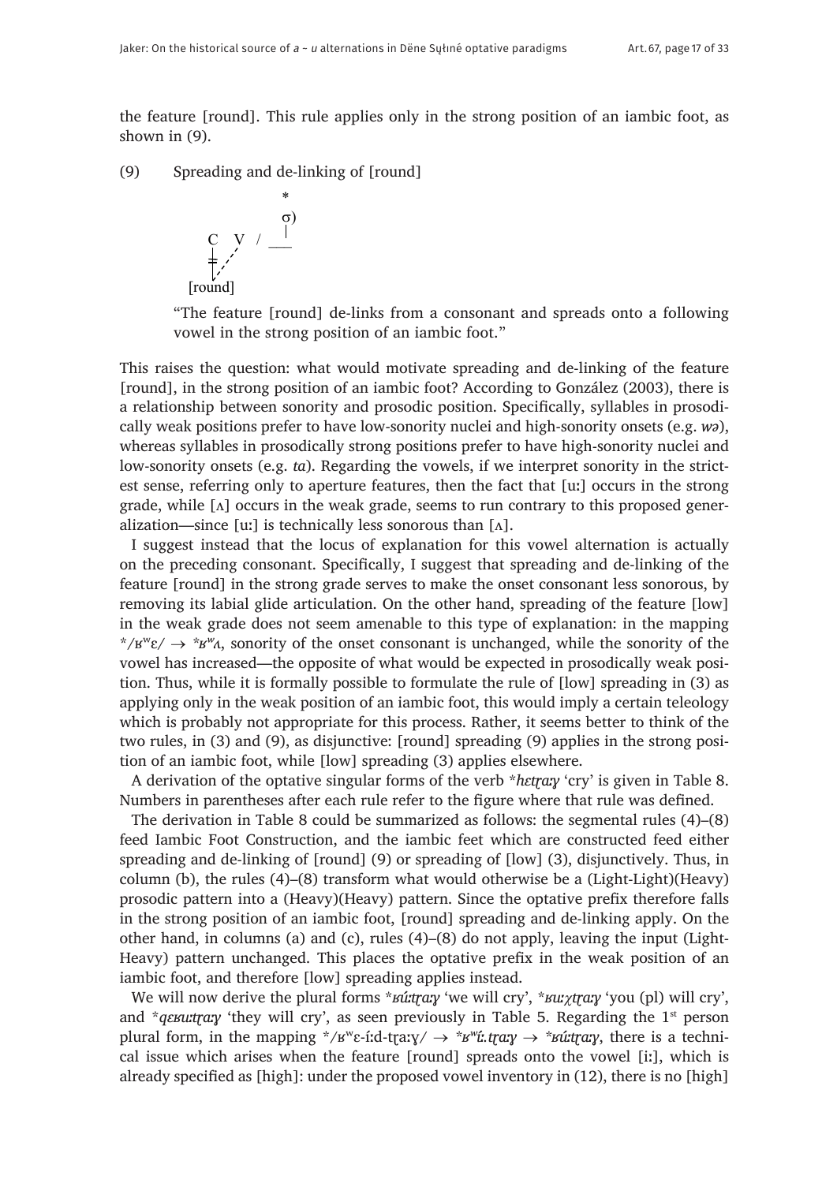the feature [round]. This rule applies only in the strong position of an iambic foot, as shown in (9).

(9) Spreading and de-linking of [round]

```
              *
              σ)
    C   V  /  |
    ╪  /     ___
    | /
 [round]
```

"The feature [round] de-links from a consonant and spreads onto a following vowel in the strong position of an iambic foot."

This raises the question: what would motivate spreading and de-linking of the feature [round], in the strong position of an iambic foot? According to González (2003), there is a relationship between sonority and prosodic position. Specifically, syllables in prosodically weak positions prefer to have low-sonority nuclei and high-sonority onsets (e.g. *wə*), whereas syllables in prosodically strong positions prefer to have high-sonority nuclei and low-sonority onsets (e.g. *ta*). Regarding the vowels, if we interpret sonority in the strictest sense, referring only to aperture features, then the fact that [uː] occurs in the strong grade, while [ʌ] occurs in the weak grade, seems to run contrary to this proposed generalization—since [uː] is technically less sonorous than [ʌ].

I suggest instead that the locus of explanation for this vowel alternation is actually on the preceding consonant. Specifically, I suggest that spreading and de-linking of the feature [round] in the strong grade serves to make the onset consonant less sonorous, by removing its labial glide articulation. On the other hand, spreading of the feature [low] in the weak grade does not seem amenable to this type of explanation: in the mapping \*/ʁʷɛ/ → \*ʁʷʌ, sonority of the onset consonant is unchanged, while the sonority of the vowel has increased—the opposite of what would be expected in prosodically weak position. Thus, while it is formally possible to formulate the rule of [low] spreading in (3) as applying only in the weak position of an iambic foot, this would imply a certain teleology which is probably not appropriate for this process. Rather, it seems better to think of the two rules, in (3) and (9), as disjunctive: [round] spreading (9) applies in the strong position of an iambic foot, while [low] spreading (3) applies elsewhere.

A derivation of the optative singular forms of the verb \**hɛtʈaːɣ* 'cry' is given in Table 8. Numbers in parentheses after each rule refer to the figure where that rule was defined.

The derivation in Table 8 could be summarized as follows: the segmental rules (4)–(8) feed Iambic Foot Construction, and the iambic feet which are constructed feed either spreading and de-linking of [round] (9) or spreading of [low] (3), disjunctively. Thus, in column (b), the rules (4)–(8) transform what would otherwise be a (Light-Light)(Heavy) prosodic pattern into a (Heavy)(Heavy) pattern. Since the optative prefix therefore falls in the strong position of an iambic foot, [round] spreading and de-linking apply. On the other hand, in columns (a) and (c), rules (4)–(8) do not apply, leaving the input (Light-Heavy) pattern unchanged. This places the optative prefix in the weak position of an iambic foot, and therefore [low] spreading applies instead.

We will now derive the plural forms \**ʁúːtʈaːɣ* 'we will cry', \**ʁuːχtʈaːɣ* 'you (pl) will cry', and \**qɛʁuːtʈaːɣ* 'they will cry', as seen previously in Table 5. Regarding the 1st person plural form, in the mapping \*/ʁʷɛ-íːd-tʈaːɣ/ → \*ʁʷíː.tʈaːɣ → \*ʁúːtʈaːɣ, there is a technical issue which arises when the feature [round] spreads onto the vowel [iː], which is already specified as [high]: under the proposed vowel inventory in (12), there is no [high]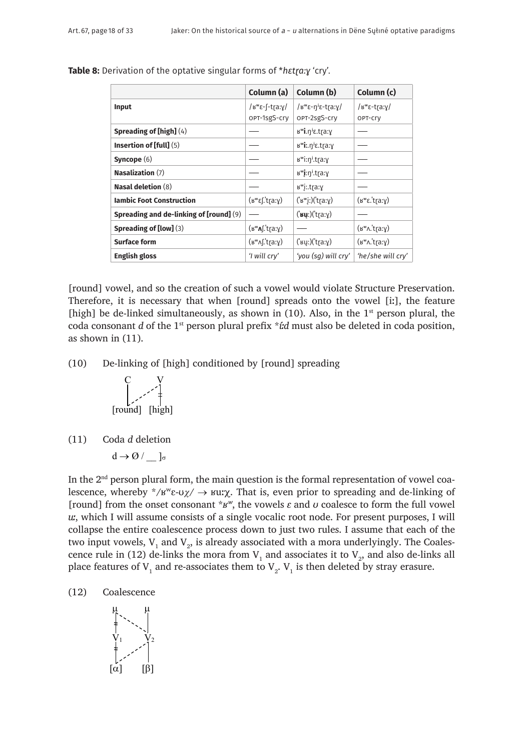**Table 8:** Derivation of the optative singular forms of **hɛtɽa:ɣ* 'cry'.

| | Column (a) | Column (b) | Column (c) |
|---|---|---|---|
| **Input** | /ʁʷɛ-ʃ-tɽa:ɣ/ OPT-1sgS-cry | /ʁʷɛ-ŋʲɛ-tɽa:ɣ/ OPT-2sgS-cry | /ʁʷɛ-tɽa:ɣ/ OPT-cry |
| **Spreading of [high]** (4) | — | ʁʷ**i**.ŋʲɛ.tɽa:ɣ | — |
| **Insertion of [full]** (5) | — | ʁʷ**i:**.ŋʲɛ.tɽa:ɣ | — |
| **Syncope** (6) | — | ʁʷi:ŋʲ.tɽa:ɣ | — |
| **Nasalization** (7) | — | ʁʷ**į:**ŋʲ.tɽa:ɣ | — |
| **Nasal deletion** (8) | — | ʁʷį:.tɽa:ɣ | — |
| **Iambic Foot Construction** | (ʁʷɛʃ.ˈtɽa:ɣ) | (ˈʁʷį:)(ˈtɽa:ɣ) | (ʁʷɛ.ˈtɽa:ɣ) |
| **Spreading and de-linking of [round]** (9) | — | (ˈ**ʁų:**)(ˈtɽa:ɣ) | — |
| **Spreading of [low]** (3) | (ʁʷ**ʌ**ʃ.ˈtɽa:ɣ) | — | (ʁʷʌ.ˈtɽa:ɣ) |
| **Surface form** | (ʁʷʌʃ.ˈtɽa:ɣ) | (ˈʁų:)(ˈtɽa:ɣ) | (ʁʷʌ.ˈtɽa:ɣ) |
| **English gloss** | *'I will cry'* | *'you (sg) will cry'* | *'he/she will cry'* |

[round] vowel, and so the creation of such a vowel would violate Structure Preservation. Therefore, it is necessary that when [round] spreads onto the vowel [i:], the feature [high] be de-linked simultaneously, as shown in (10). Also, in the 1st person plural, the coda consonant *d* of the 1st person plural prefix **íd* must also be deleted in coda position, as shown in (11).

(10) De-linking of [high] conditioned by [round] spreading

```
C        V
|      . ╪
|   .    |
[round]  [high]
```

(11) Coda *d* deletion

$d \rightarrow \emptyset \: / \: \_\_\: ]_{\sigma}$

In the 2nd person plural form, the main question is the formal representation of vowel coalescence, whereby */ʁʷɛ-ʊχ/ → ʁu:χ. That is, even prior to spreading and de-linking of [round] from the onset consonant *ʁʷ, the vowels *ɛ* and *ʊ* coalesce to form the full vowel *u:*, which I will assume consists of a single vocalic root node. For present purposes, I will collapse the entire coalescence process down to just two rules. I assume that each of the two input vowels, $V_1$ and $V_2$, is already associated with a mora underlyingly. The Coalescence rule in (12) de-links the mora from $V_1$ and associates it to $V_2$, and also de-links all place features of $V_1$ and re-associates them to $V_2$. $V_1$ is then deleted by stray erasure.

(12) Coalescence

```
μ        μ
╪ .      |
|    .   |
V1       V2
╪     .  |
|  .     |
[α]      [β]
```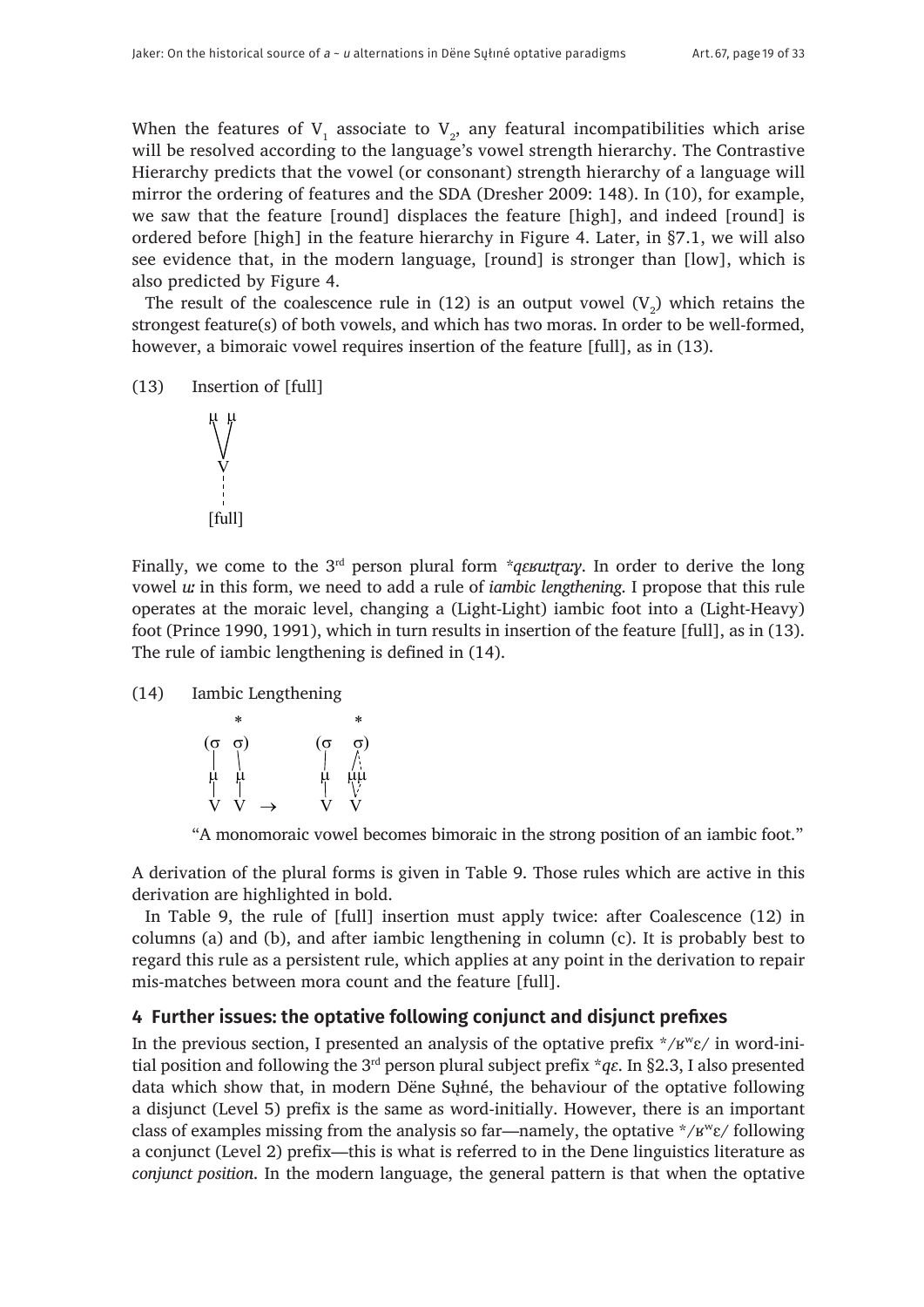When the features of $V_1$ associate to $V_2$, any featural incompatibilities which arise will be resolved according to the language's vowel strength hierarchy. The Contrastive Hierarchy predicts that the vowel (or consonant) strength hierarchy of a language will mirror the ordering of features and the SDA (Dresher 2009: 148). In (10), for example, we saw that the feature [round] displaces the feature [high], and indeed [round] is ordered before [high] in the feature hierarchy in Figure 4. Later, in §7.1, we will also see evidence that, in the modern language, [round] is stronger than [low], which is also predicted by Figure 4.

The result of the coalescence rule in (12) is an output vowel ($V_2$) which retains the strongest feature(s) of both vowels, and which has two moras. In order to be well-formed, however, a bimoraic vowel requires insertion of the feature [full], as in (13).

(13) Insertion of [full]

```
μ  μ
 \/
 V
 ¦
[full]
```

Finally, we come to the 3rd person plural form *qɛʁuːtɽaːɣ*. In order to derive the long vowel *uː* in this form, we need to add a rule of *iambic lengthening*. I propose that this rule operates at the moraic level, changing a (Light-Light) iambic foot into a (Light-Heavy) foot (Prince 1990, 1991), which in turn results in insertion of the feature [full], as in (13). The rule of iambic lengthening is defined in (14).

(14) Iambic Lengthening

```
    *               *
(σ  σ)          (σ   σ)
 |   \           |   /\
 μ   μ           μ  μμ
 |   |           |   \/
 V   V   →       V   V
```

"A monomoraic vowel becomes bimoraic in the strong position of an iambic foot."

A derivation of the plural forms is given in Table 9. Those rules which are active in this derivation are highlighted in bold.

In Table 9, the rule of [full] insertion must apply twice: after Coalescence (12) in columns (a) and (b), and after iambic lengthening in column (c). It is probably best to regard this rule as a persistent rule, which applies at any point in the derivation to repair mis-matches between mora count and the feature [full].

## 4 Further issues: the optative following conjunct and disjunct prefixes

In the previous section, I presented an analysis of the optative prefix */ʁʷɛ/ in word-initial position and following the 3rd person plural subject prefix *qɛ*. In §2.3, I also presented data which show that, in modern Dëne Sųłıné, the behaviour of the optative following a disjunct (Level 5) prefix is the same as word-initially. However, there is an important class of examples missing from the analysis so far—namely, the optative */ʁʷɛ/ following a conjunct (Level 2) prefix—this is what is referred to in the Dene linguistics literature as *conjunct position*. In the modern language, the general pattern is that when the optative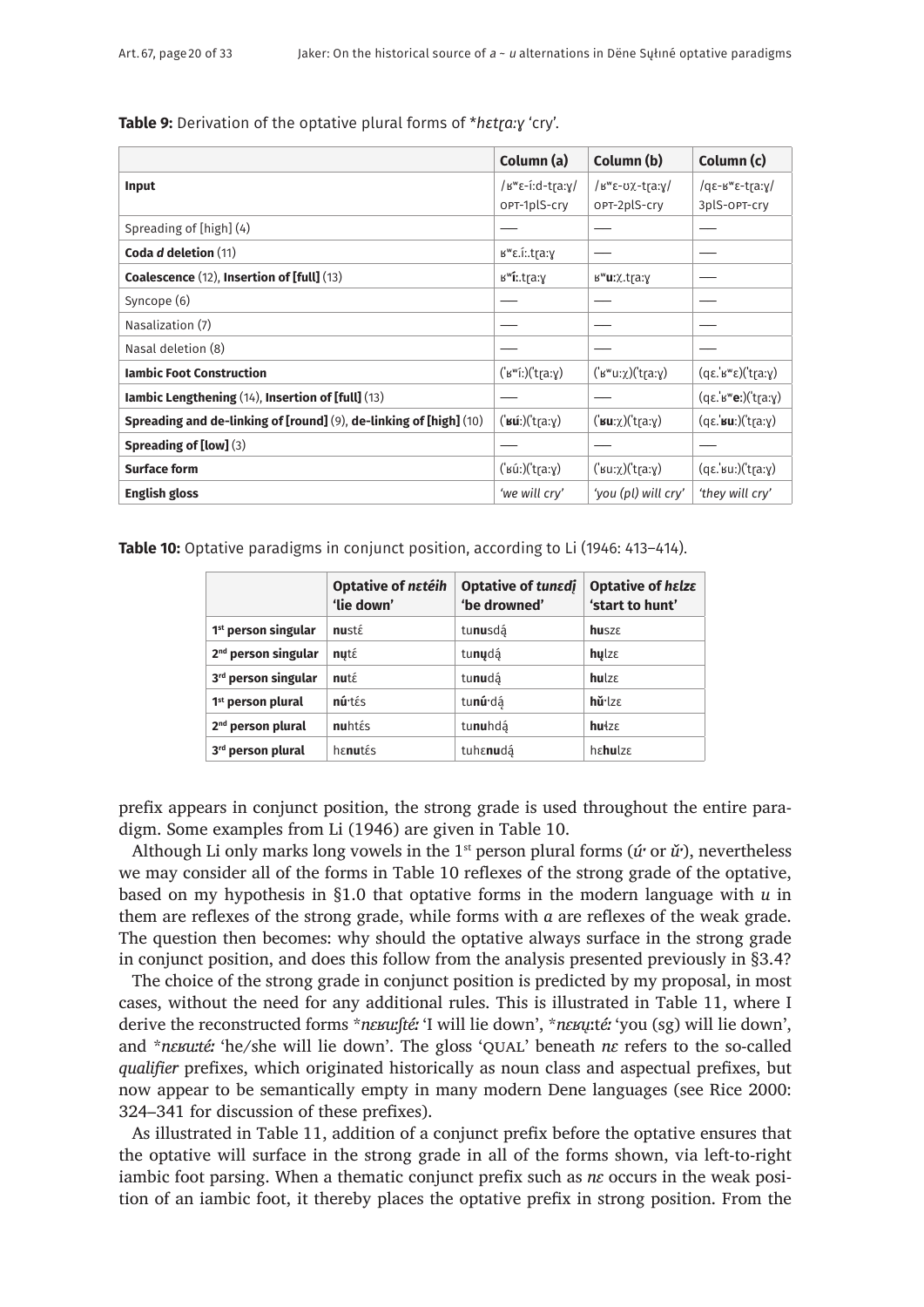**Table 9:** Derivation of the optative plural forms of \**hɛtɽaːɣ* 'cry'.

| | Column (a) | Column (b) | Column (c) |
|---|---|---|---|
| **Input** | /ʁʷɛ-íːd-tɽaːɣ/ OPT-1plS-cry | /ʁʷɛ-ʊχ-tɽaːɣ/ OPT-2plS-cry | /qɛ-ʁʷɛ-tɽaːɣ/ 3plS-OPT-cry |
| Spreading of [high] (4) | — | — | — |
| **Coda *d* deletion** (11) | ʁʷɛ.íː.tɽaːɣ | — | — |
| **Coalescence** (12), **Insertion of [full]** (13) | ʁʷ**íː**.tɽaːɣ | ʁʷ**uː**χ.tɽaːɣ | — |
| Syncope (6) | — | — | — |
| Nasalization (7) | — | — | — |
| Nasal deletion (8) | — | — | — |
| **Iambic Foot Construction** | (ˈʁʷíː)(ˈtɽaːɣ) | (ˈʁʷuːχ)(ˈtɽaːɣ) | (qɛ.ˈʁʷɛ)(ˈtɽaːɣ) |
| **Iambic Lengthening** (14), **Insertion of [full]** (13) | — | — | (qɛ.ˈʁʷ**eː**)(ˈtɽaːɣ) |
| **Spreading and de-linking of [round]** (9), **de-linking of [high]** (10) | (ˈ**ʁú**ː)(ˈtɽaːɣ) | (ˈ**ʁu**ːχ)(ˈtɽaːɣ) | (qɛ.ˈ**ʁu**ː)(ˈtɽaːɣ) |
| **Spreading of [low]** (3) | — | — | — |
| **Surface form** | (ˈʁúː)(ˈtɽaːɣ) | (ˈʁuːχ)(ˈtɽaːɣ) | (qɛ.ˈʁuː)(ˈtɽaːɣ) |
| **English gloss** | *'we will cry'* | *'you (pl) will cry'* | *'they will cry'* |

**Table 10:** Optative paradigms in conjunct position, according to Li (1946: 413–414).

| | Optative of *nɛtéih* 'lie down' | Optative of *tunɛdį* 'be drowned' | Optative of *hɛlzɛ* 'start to hunt' |
|---|---|---|---|
| **1st person singular** | **nu**stɛ́ | tu**nu**sdą́ | **hu**szɛ |
| **2nd person singular** | **nų**tɛ́ | tu**nų**dą́ | **hų**lzɛ |
| **3rd person singular** | **nu**tɛ́ | tu**nu**dą́ | **hu**lzɛ |
| **1st person plural** | **nú·**tɛ́s | tu**nú·**dą́ | **hǔ·**lzɛ |
| **2nd person plural** | **nu**htɛ́s | tu**nu**hdą́ | **hu**łzɛ |
| **3rd person plural** | hɛ**nu**tɛ́s | tuhɛ**nu**dą́ | hɛ**hu**lzɛ |

prefix appears in conjunct position, the strong grade is used throughout the entire paradigm. Some examples from Li (1946) are given in Table 10.

Although Li only marks long vowels in the 1st person plural forms (*ú·* or *ǔ·*), nevertheless we may consider all of the forms in Table 10 reflexes of the strong grade of the optative, based on my hypothesis in §1.0 that optative forms in the modern language with *u* in them are reflexes of the strong grade, while forms with *a* are reflexes of the weak grade. The question then becomes: why should the optative always surface in the strong grade in conjunct position, and does this follow from the analysis presented previously in §3.4?

The choice of the strong grade in conjunct position is predicted by my proposal, in most cases, without the need for any additional rules. This is illustrated in Table 11, where I derive the reconstructed forms \****nɛʁuːʃté:*** 'I will lie down', \****nɛʁų:té:*** 'you (sg) will lie down', and \****nɛʁuːté:*** 'he/she will lie down'. The gloss 'QUAL' beneath *nɛ* refers to the so-called *qualifier* prefixes, which originated historically as noun class and aspectual prefixes, but now appear to be semantically empty in many modern Dene languages (see Rice 2000: 324–341 for discussion of these prefixes).

As illustrated in Table 11, addition of a conjunct prefix before the optative ensures that the optative will surface in the strong grade in all of the forms shown, via left-to-right iambic foot parsing. When a thematic conjunct prefix such as *nɛ* occurs in the weak position of an iambic foot, it thereby places the optative prefix in strong position. From the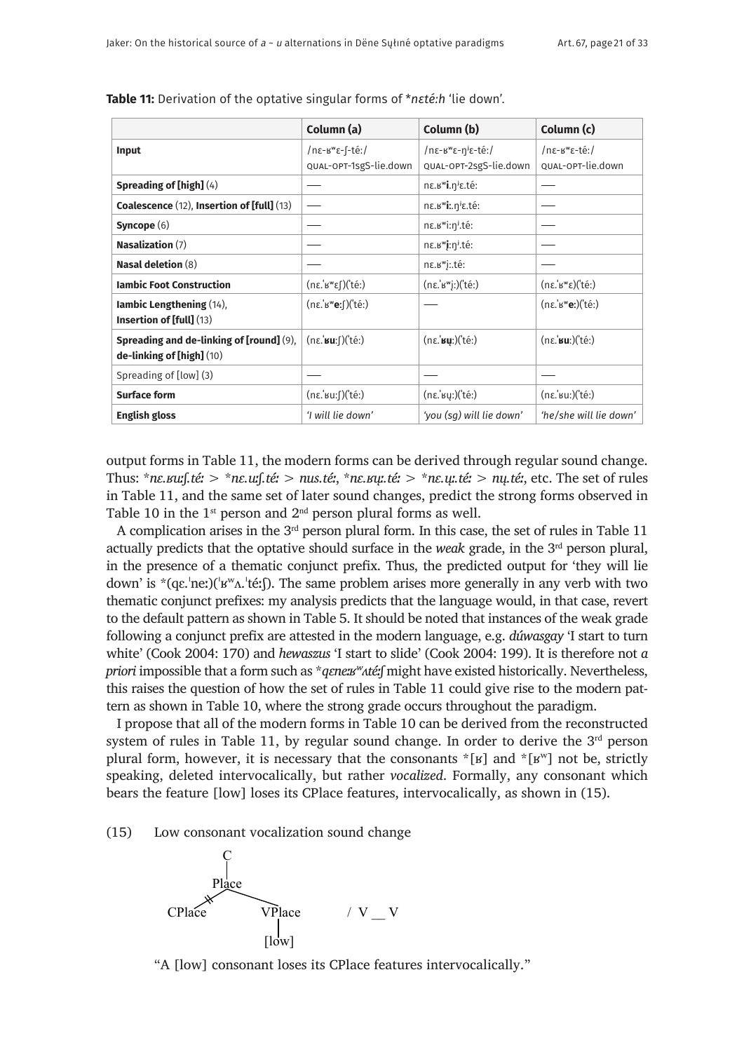**Table 11:** Derivation of the optative singular forms of *\*nɛtéːh* 'lie down'.

| | Column (a) | Column (b) | Column (c) |
|---|---|---|---|
| **Input** | /nɛ-ʁʷɛ-ʃ-té:/ QUAL-OPT-1sgS-lie.down | /nɛ-ʁʷɛ-ŋʲɛ-té:/ QUAL-OPT-2sgS-lie.down | /nɛ-ʁʷɛ-té:/ QUAL-OPT-lie.down |
| **Spreading of [high]** (4) | — | nɛ.ʁʷ**i**.ŋʲɛ.té: | — |
| **Coalescence** (12), **Insertion of [full]** (13) | — | nɛ.ʁʷ**iː**.ŋʲɛ.té: | — |
| **Syncope** (6) | — | nɛ.ʁʷiː.ŋʲ.té: | — |
| **Nasalization** (7) | — | nɛ.ʁʷ**į**ː.ŋʲ.té: | — |
| **Nasal deletion** (8) | — | nɛ.ʁʷį:.té: | — |
| **Iambic Foot Construction** | (nɛ.ˈʁʷɛʃ)(ˈté:) | (nɛ.ˈʁʷį:)(ˈté:) | (nɛ.ˈʁʷɛ)(ˈté:) |
| **Iambic Lengthening** (14), **Insertion of [full]** (13) | (nɛ.ˈʁʷ**e:**ʃ)(ˈté:) | — | (nɛ.ˈʁʷ**e:**)(ˈté:) |
| **Spreading and de-linking of [round]** (9), **de-linking of [high]** (10) | (nɛ.ˈ**ʁu**:ʃ)(ˈté:) | (nɛ.ˈ**ʁų**:)(ˈté:) | (nɛ.ˈ**ʁu**:)(ˈté:) |
| Spreading of [low] (3) | — | — | — |
| **Surface form** | (nɛ.ˈʁu:ʃ)(ˈté:) | (nɛ.ˈʁų:)(ˈté:) | (nɛ.ˈʁu:)(ˈté:) |
| **English gloss** | *'I will lie down'* | *'you (sg) will lie down'* | *'he/she will lie down'* |

output forms in Table 11, the modern forms can be derived through regular sound change. Thus: *\*nɛ.ʁuːʃ.téː* > *\*nɛ.uːʃ.téː* > *nus.téː*, *\*nɛ.ʁųː.téː* > *\*nɛ.ųː.téː* > *nų.téː*, etc. The set of rules in Table 11, and the same set of later sound changes, predict the strong forms observed in Table 10 in the 1st person and 2nd person plural forms as well.

A complication arises in the 3rd person plural form. In this case, the set of rules in Table 11 actually predicts that the optative should surface in the *weak* grade, in the 3rd person plural, in the presence of a thematic conjunct prefix. Thus, the predicted output for 'they will lie down' is \*(qɛ.ˈneː)(ˈʁʷʌ.ˈtéːʃ). The same problem arises more generally in any verb with two thematic conjunct prefixes: my analysis predicts that the language would, in that case, revert to the default pattern as shown in Table 5. It should be noted that instances of the weak grade following a conjunct prefix are attested in the modern language, e.g. *dúwasgay* 'I start to turn white' (Cook 2004: 170) and *hewaszus* 'I start to slide' (Cook 2004: 199). It is therefore not *a priori* impossible that a form such as *\*qɛneːʁʷʌtéːʃ* might have existed historically. Nevertheless, this raises the question of how the set of rules in Table 11 could give rise to the modern pattern as shown in Table 10, where the strong grade occurs throughout the paradigm.

I propose that all of the modern forms in Table 10 can be derived from the reconstructed system of rules in Table 11, by regular sound change. In order to derive the 3rd person plural form, however, it is necessary that the consonants \*[ʁ] and \*[ʁʷ] not be, strictly speaking, deleted intervocalically, but rather *vocalized*. Formally, any consonant which bears the feature [low] loses its CPlace features, intervocalically, as shown in (15).

(15) Low consonant vocalization sound change

```
        C
        |
      Place
     /     \
CPlace      VPlace        / V __ V
  (=)          |
             [low]
```

"A [low] consonant loses its CPlace features intervocalically."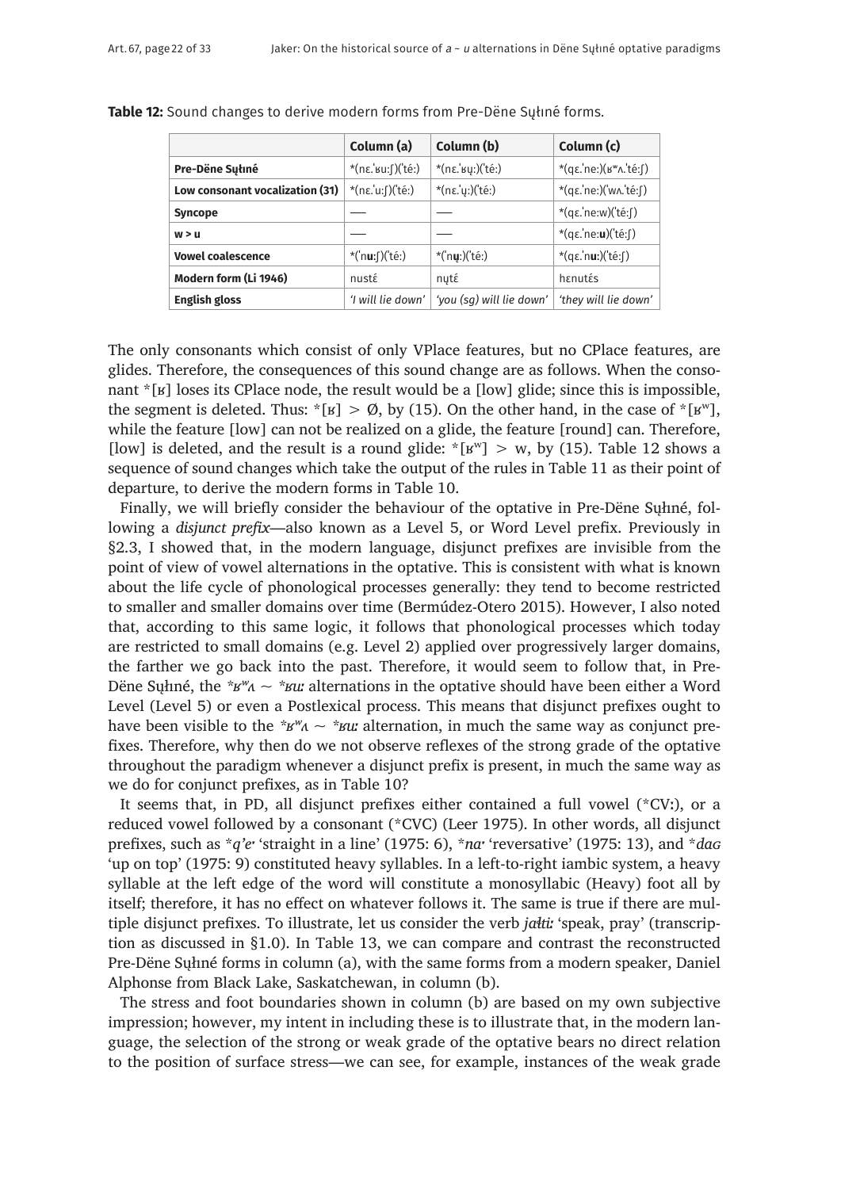**Table 12:** Sound changes to derive modern forms from Pre-Dëne Sųłıné forms.

| | Column (a) | Column (b) | Column (c) |
|---|---|---|---|
| **Pre-Dëne Sųłıné** | *(nɛ.ˈʁuːʃ)(ˈtéː) | *(nɛ.ˈʁɥː)(ˈtéː) | *(qɛ.ˈneː)(ʁʷʌ.ˈtéːʃ) |
| **Low consonant vocalization (31)** | *(nɛ.ˈuːʃ)(ˈtéː) | *(nɛ.ˈɥː)(ˈtéː) | *(qɛ.ˈneː)(ˈwʌ.ˈtéːʃ) |
| **Syncope** | — | — | *(qɛ.ˈneːw)(ˈtéːʃ) |
| **w > u** | — | — | *(qɛ.ˈneː**u**)(ˈtéːʃ) |
| **Vowel coalescence** | *(ˈn**uː**ʃ)(ˈtéː) | *(ˈn**ɥː**)(ˈtéː) | *(qɛ.ˈn**uː**)(ˈtéːʃ) |
| **Modern form (Li 1946)** | nusté | nųté | hɛnutés |
| **English gloss** | *'I will lie down'* | *'you (sg) will lie down'* | *'they will lie down'* |

The only consonants which consist of only VPlace features, but no CPlace features, are glides. Therefore, the consequences of this sound change are as follows. When the consonant *[ʁ] loses its CPlace node, the result would be a [low] glide; since this is impossible, the segment is deleted. Thus: *[ʁ] > Ø, by (15). On the other hand, in the case of *[ʁʷ], while the feature [low] can not be realized on a glide, the feature [round] can. Therefore, [low] is deleted, and the result is a round glide: *[ʁʷ] > w, by (15). Table 12 shows a sequence of sound changes which take the output of the rules in Table 11 as their point of departure, to derive the modern forms in Table 10.

Finally, we will briefly consider the behaviour of the optative in Pre-Dëne Sųłıné, following a *disjunct prefix*—also known as a Level 5, or Word Level prefix. Previously in §2.3, I showed that, in the modern language, disjunct prefixes are invisible from the point of view of vowel alternations in the optative. This is consistent with what is known about the life cycle of phonological processes generally: they tend to become restricted to smaller and smaller domains over time (Bermúdez-Otero 2015). However, I also noted that, according to this same logic, it follows that phonological processes which today are restricted to small domains (e.g. Level 2) applied over progressively larger domains, the farther we go back into the past. Therefore, it would seem to follow that, in Pre-Dëne Sųłıné, the *\*ʁʷʌ ~ \*ʁuː* alternations in the optative should have been either a Word Level (Level 5) or even a Postlexical process. This means that disjunct prefixes ought to have been visible to the *\*ʁʷʌ ~ \*ʁuː* alternation, in much the same way as conjunct prefixes. Therefore, why then do we not observe reflexes of the strong grade of the optative throughout the paradigm whenever a disjunct prefix is present, in much the same way as we do for conjunct prefixes, as in Table 10?

It seems that, in PD, all disjunct prefixes either contained a full vowel (*CVː), or a reduced vowel followed by a consonant (*CVC) (Leer 1975). In other words, all disjunct prefixes, such as *\*q'eˑ* 'straight in a line' (1975: 6), *\*naˑ* 'reversative' (1975: 13), and *\*daɢ* 'up on top' (1975: 9) constituted heavy syllables. In a left-to-right iambic system, a heavy syllable at the left edge of the word will constitute a monosyllabic (Heavy) foot all by itself; therefore, it has no effect on whatever follows it. The same is true if there are multiple disjunct prefixes. To illustrate, let us consider the verb *jałtiː* 'speak, pray' (transcription as discussed in §1.0). In Table 13, we can compare and contrast the reconstructed Pre-Dëne Sųłıné forms in column (a), with the same forms from a modern speaker, Daniel Alphonse from Black Lake, Saskatchewan, in column (b).

The stress and foot boundaries shown in column (b) are based on my own subjective impression; however, my intent in including these is to illustrate that, in the modern language, the selection of the strong or weak grade of the optative bears no direct relation to the position of surface stress—we can see, for example, instances of the weak grade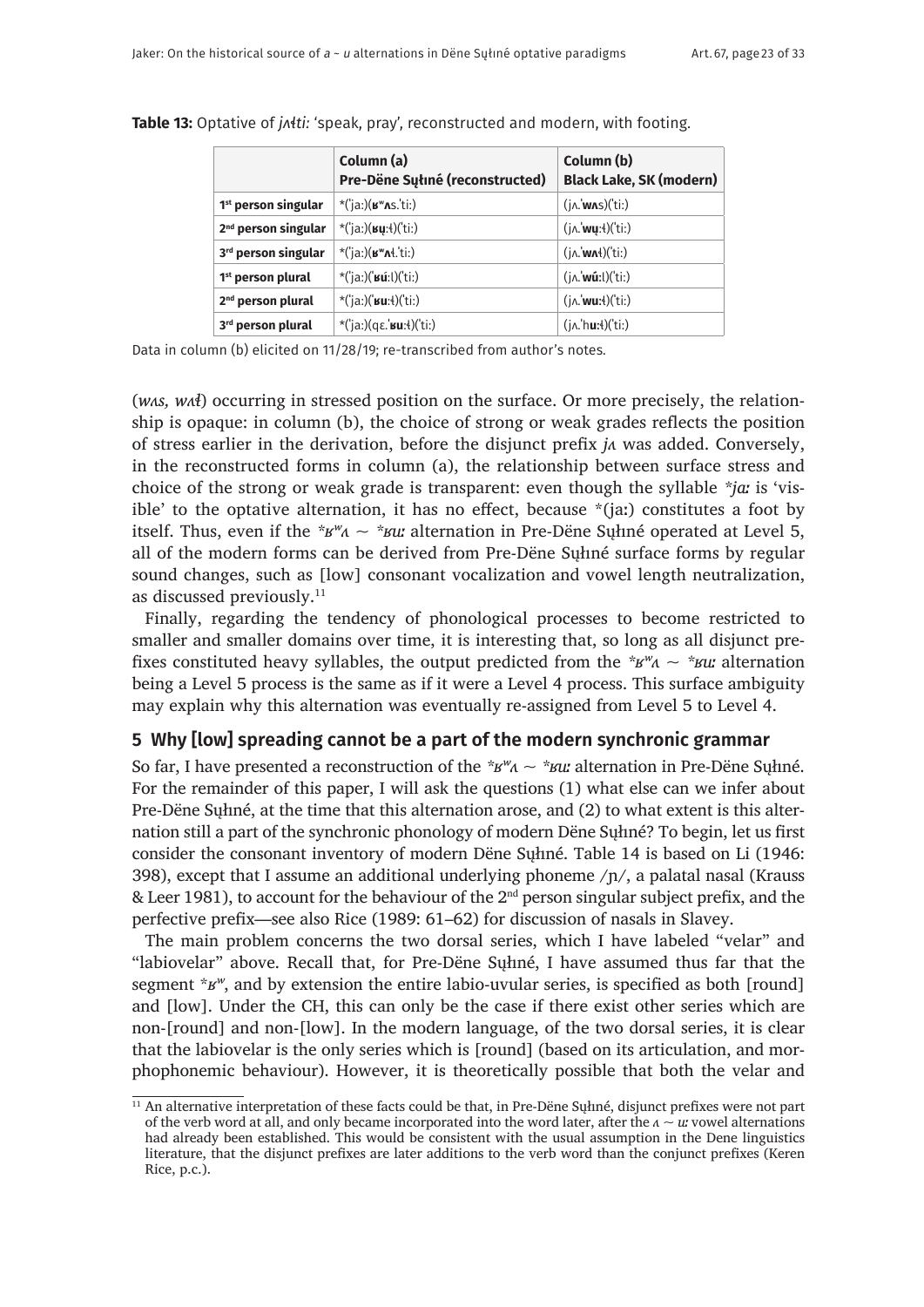**Table 13:** Optative of *jʌɬti:* 'speak, pray', reconstructed and modern, with footing.

| | Column (a) Pre-Dëne Sųłiné (reconstructed) | Column (b) Black Lake, SK (modern) |
|---|---|---|
| **1st person singular** | \*('ja:)(**ʁʷʌ**s.'ti:) | (jʌ.'**wʌ**s)('ti:) |
| **2nd person singular** | \*('ja:)(**ʁų**:ɬ)('ti:) | (jʌ.'**wų**:ɬ)('ti:) |
| **3rd person singular** | \*('ja:)(**ʁʷʌ**ɬ.'ti:) | (jʌ.'**wʌ**ɬ)('ti:) |
| **1st person plural** | \*('ja:)('**ʁú**:l)('ti:) | (jʌ.'**wú**:l)('ti:) |
| **2nd person plural** | \*('ja:)('**ʁu**:ɬ)('ti:) | (jʌ.'**wu**:ɬ)('ti:) |
| **3rd person plural** | \*('ja:)(qɛ.'**ʁu**:ɬ)('ti:) | (jʌ.'h**u**:ɬ)('ti:) |

Data in column (b) elicited on 11/28/19; re-transcribed from author's notes.

(*wʌs, wʌɬ*) occurring in stressed position on the surface. Or more precisely, the relationship is opaque: in column (b), the choice of strong or weak grades reflects the position of stress earlier in the derivation, before the disjunct prefix *jʌ* was added. Conversely, in the reconstructed forms in column (a), the relationship between surface stress and choice of the strong or weak grade is transparent: even though the syllable *\*ja:* is 'visible' to the optative alternation, it has no effect, because \*(ja:) constitutes a foot by itself. Thus, even if the *\*ʁʷʌ ~ \*ʁu:* alternation in Pre-Dëne Sųłiné operated at Level 5, all of the modern forms can be derived from Pre-Dëne Sųłiné surface forms by regular sound changes, such as [low] consonant vocalization and vowel length neutralization, as discussed previously.[11]

Finally, regarding the tendency of phonological processes to become restricted to smaller and smaller domains over time, it is interesting that, so long as all disjunct prefixes constituted heavy syllables, the output predicted from the *\*ʁʷʌ ~ \*ʁu:* alternation being a Level 5 process is the same as if it were a Level 4 process. This surface ambiguity may explain why this alternation was eventually re-assigned from Level 5 to Level 4.

## 5 Why [low] spreading cannot be a part of the modern synchronic grammar

So far, I have presented a reconstruction of the *\*ʁʷʌ ~ \*ʁu:* alternation in Pre-Dëne Sųłiné. For the remainder of this paper, I will ask the questions (1) what else can we infer about Pre-Dëne Sųłiné, at the time that this alternation arose, and (2) to what extent is this alternation still a part of the synchronic phonology of modern Dëne Sųłiné? To begin, let us first consider the consonant inventory of modern Dëne Sųłiné. Table 14 is based on Li (1946: 398), except that I assume an additional underlying phoneme /ɲ/, a palatal nasal (Krauss & Leer 1981), to account for the behaviour of the 2nd person singular subject prefix, and the perfective prefix—see also Rice (1989: 61–62) for discussion of nasals in Slavey.

The main problem concerns the two dorsal series, which I have labeled "velar" and "labiovelar" above. Recall that, for Pre-Dëne Sųłiné, I have assumed thus far that the segment *\*ʁʷ*, and by extension the entire labio-uvular series, is specified as both [round] and [low]. Under the CH, this can only be the case if there exist other series which are non-[round] and non-[low]. In the modern language, of the two dorsal series, it is clear that the labiovelar is the only series which is [round] (based on its articulation, and morphophonemic behaviour). However, it is theoretically possible that both the velar and

[11] An alternative interpretation of these facts could be that, in Pre-Dëne Sųłiné, disjunct prefixes were not part of the verb word at all, and only became incorporated into the word later, after the *ʌ ~ u:* vowel alternations had already been established. This would be consistent with the usual assumption in the Dene linguistics literature, that the disjunct prefixes are later additions to the verb word than the conjunct prefixes (Keren Rice, p.c.).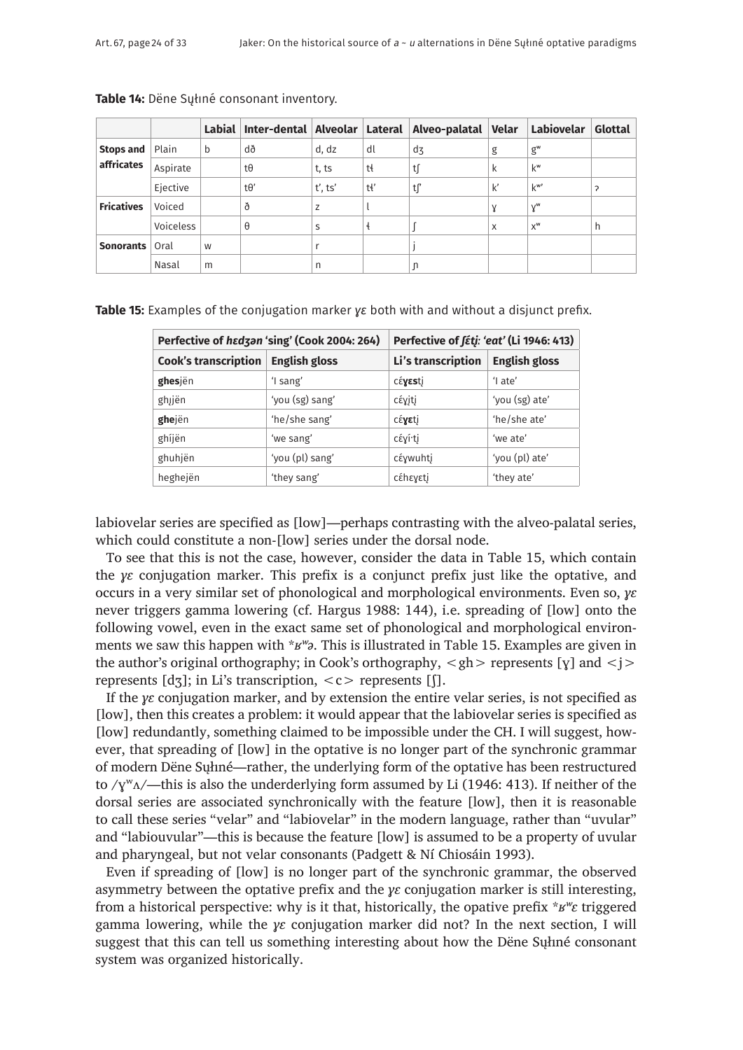**Table 14:** Dëne Sųłıné consonant inventory.

| | | Labial | Inter-dental | Alveolar | Lateral | Alveo-palatal | Velar | Labiovelar | Glottal |
|---|---|---|---|---|---|---|---|---|---|
| **Stops and affricates** | Plain | b | dð | d, dz | dl | dʒ | g | gʷ | |
| | Aspirate | | tθ | t, ts | tɬ | tʃ | k | kʷ | |
| | Ejective | | tθ’ | t’, ts’ | tɬ’ | tʃ’ | k’ | kʷ’ | ʔ |
| **Fricatives** | Voiced | | ð | z | l | | ɣ | ɣʷ | |
| | Voiceless | | θ | s | ɬ | ʃ | x | xʷ | h |
| **Sonorants** | Oral | w | | r | | j | | | |
| | Nasal | m | | n | | ɲ | | | |

**Table 15:** Examples of the conjugation marker *ɣɛ* both with and without a disjunct prefix.

| Perfective of *hɛdʒən* ‘sing’ (Cook 2004: 264) | | Perfective of *ʃɛ́tį*: *‘eat’* (Li 1946: 413) | |
|---|---|---|---|
| **Cook’s transcription** | **English gloss** | **Li’s transcription** | **English gloss** |
| **ghes**jën | ‘I sang’ | cɛ́**ɣɛs**tį | ‘I ate’ |
| ghįjën | ‘you (sg) sang’ | cɛ́ɣįtį | ‘you (sg) ate’ |
| **ghe**jën | ‘he/she sang’ | cɛ́**ɣɛ**tį | ‘he/she ate’ |
| ghíjën | ‘we sang’ | cɛ́ɣí·tį | ‘we ate’ |
| ghuhjën | ‘you (pl) sang’ | cɛ́ɣwuhtį | ‘you (pl) ate’ |
| heghejën | ‘they sang’ | cɛ́hɛɣɛtį | ‘they ate’ |

labiovelar series are specified as [low]—perhaps contrasting with the alveo-palatal series, which could constitute a non-[low] series under the dorsal node.

To see that this is not the case, however, consider the data in Table 15, which contain the *ɣɛ* conjugation marker. This prefix is a conjunct prefix just like the optative, and occurs in a very similar set of phonological and morphological environments. Even so, *ɣɛ* never triggers gamma lowering (cf. Hargus 1988: 144), i.e. spreading of [low] onto the following vowel, even in the exact same set of phonological and morphological environments we saw this happen with *ʁʷə. This is illustrated in Table 15. Examples are given in the author’s original orthography; in Cook’s orthography, <gh> represents [ɣ] and <j> represents [dʒ]; in Li’s transcription, <c> represents [ʃ].

If the *ɣɛ* conjugation marker, and by extension the entire velar series, is not specified as [low], then this creates a problem: it would appear that the labiovelar series is specified as [low] redundantly, something claimed to be impossible under the CH. I will suggest, however, that spreading of [low] in the optative is no longer part of the synchronic grammar of modern Dëne Sųłıné—rather, the underlying form of the optative has been restructured to /ɣʷʌ/—this is also the underderlying form assumed by Li (1946: 413). If neither of the dorsal series are associated synchronically with the feature [low], then it is reasonable to call these series “velar” and “labiovelar” in the modern language, rather than “uvular” and “labiouvular”—this is because the feature [low] is assumed to be a property of uvular and pharyngeal, but not velar consonants (Padgett & Ní Chiosáin 1993).

Even if spreading of [low] is no longer part of the synchronic grammar, the observed asymmetry between the optative prefix and the *ɣɛ* conjugation marker is still interesting, from a historical perspective: why is it that, historically, the opative prefix *\*ʁʷɛ* triggered gamma lowering, while the *ɣɛ* conjugation marker did not? In the next section, I will suggest that this can tell us something interesting about how the Dëne Sųłıné consonant system was organized historically.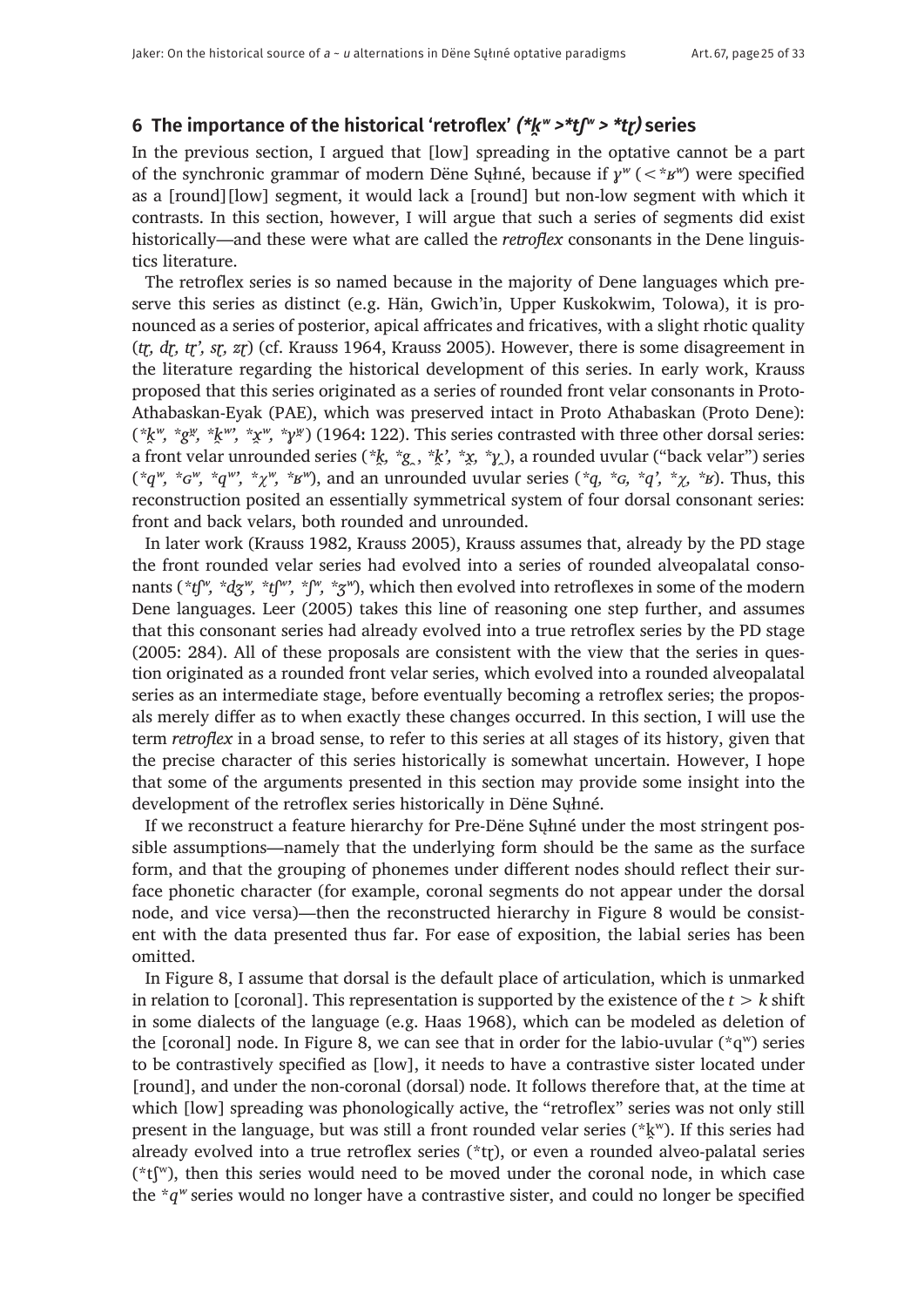## 6 The importance of the historical 'retroflex' *(\*k̟ʷ >\*tʃʷ > \*tʐ)* series

In the previous section, I argued that [low] spreading in the optative cannot be a part of the synchronic grammar of modern Dëne Sųłıné, because if *ɣʷ* (< *ʁʷ) were specified as a [round][low] segment, it would lack a [round] but non-low segment with which it contrasts. In this section, however, I will argue that such a series of segments did exist historically—and these were what are called the *retroflex* consonants in the Dene linguistics literature.

The retroflex series is so named because in the majority of Dene languages which preserve this series as distinct (e.g. Hän, Gwich'in, Upper Kuskokwim, Tolowa), it is pronounced as a series of posterior, apical affricates and fricatives, with a slight rhotic quality (*tʐ, dʐ, tʐ', sʐ, zʐ*) (cf. Krauss 1964, Krauss 2005). However, there is some disagreement in the literature regarding the historical development of this series. In early work, Krauss proposed that this series originated as a series of rounded front velar consonants in Proto-Athabaskan-Eyak (PAE), which was preserved intact in Proto Athabaskan (Proto Dene): (*\*k̟ʷ, \*g̟ʷ, \*k̟ʷ', \*x̟ʷ, \*ɣ̟ʷ*) (1964: 122). This series contrasted with three other dorsal series: a front velar unrounded series (*\*k̟, \*g̟, \*k̟', \*x̟, \*ɣ̟*), a rounded uvular ("back velar") series (*\*qʷ, \*ɢʷ, \*qʷ', \*χʷ, \*ʁʷ*), and an unrounded uvular series (*\*q, \*ɢ, \*q', \*χ, \*ʁ*). Thus, this reconstruction posited an essentially symmetrical system of four dorsal consonant series: front and back velars, both rounded and unrounded.

In later work (Krauss 1982, Krauss 2005), Krauss assumes that, already by the PD stage the front rounded velar series had evolved into a series of rounded alveopalatal consonants (*\*tʃʷ, \*dʒʷ, \*tʃʷ', \*ʃʷ, \*ʒʷ*), which then evolved into retroflexes in some of the modern Dene languages. Leer (2005) takes this line of reasoning one step further, and assumes that this consonant series had already evolved into a true retroflex series by the PD stage (2005: 284). All of these proposals are consistent with the view that the series in question originated as a rounded front velar series, which evolved into a rounded alveopalatal series as an intermediate stage, before eventually becoming a retroflex series; the proposals merely differ as to when exactly these changes occurred. In this section, I will use the term *retroflex* in a broad sense, to refer to this series at all stages of its history, given that the precise character of this series historically is somewhat uncertain. However, I hope that some of the arguments presented in this section may provide some insight into the development of the retroflex series historically in Dëne Sųłıné.

If we reconstruct a feature hierarchy for Pre-Dëne Sųłıné under the most stringent possible assumptions—namely that the underlying form should be the same as the surface form, and that the grouping of phonemes under different nodes should reflect their surface phonetic character (for example, coronal segments do not appear under the dorsal node, and vice versa)—then the reconstructed hierarchy in Figure 8 would be consistent with the data presented thus far. For ease of exposition, the labial series has been omitted.

In Figure 8, I assume that dorsal is the default place of articulation, which is unmarked in relation to [coronal]. This representation is supported by the existence of the *t* > *k* shift in some dialects of the language (e.g. Haas 1968), which can be modeled as deletion of the [coronal] node. In Figure 8, we can see that in order for the labio-uvular (\*qʷ) series to be contrastively specified as [low], it needs to have a contrastive sister located under [round], and under the non-coronal (dorsal) node. It follows therefore that, at the time at which [low] spreading was phonologically active, the "retroflex" series was not only still present in the language, but was still a front rounded velar series (\*k̟ʷ). If this series had already evolved into a true retroflex series (\*tʐ), or even a rounded alveo-palatal series (\*tʃʷ), then this series would need to be moved under the coronal node, in which case the *\*qʷ* series would no longer have a contrastive sister, and could no longer be specified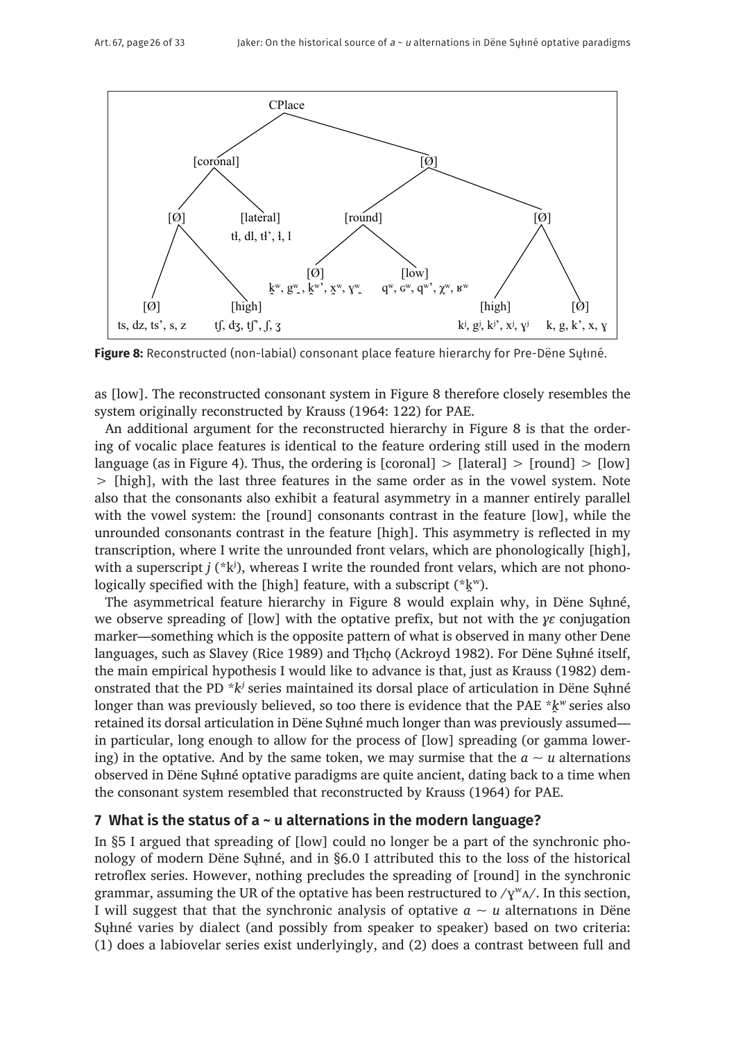CPlace

- [coronal]
  - [Ø]
    - [Ø]: ts, dz, ts', s, z
    - [high]: tʃ, dʒ, tʃ', ʃ, ʒ
  - [lateral]: tɬ, dl, tɬ', ɬ, l
- [Ø]
  - [round]
    - [Ø]: k̟ʷ, g̟ʷ, k̟ʷ', x̟ʷ, ɣ̟ʷ
    - [low]: qʷ, ɢʷ, qʷ', χʷ, ʁʷ
  - [Ø]
    - [high]: kʲ, gʲ, kʲ', xʲ, ɣʲ
    - [Ø]: k, g, k', x, ɣ

**Figure 8:** Reconstructed (non-labial) consonant place feature hierarchy for Pre-Dëne Sųłıné.

as [low]. The reconstructed consonant system in Figure 8 therefore closely resembles the system originally reconstructed by Krauss (1964: 122) for PAE.

An additional argument for the reconstructed hierarchy in Figure 8 is that the ordering of vocalic place features is identical to the feature ordering still used in the modern language (as in Figure 4). Thus, the ordering is [coronal] > [lateral] > [round] > [low] > [high], with the last three features in the same order as in the vowel system. Note also that the consonants also exhibit a featural asymmetry in a manner entirely parallel with the vowel system: the [round] consonants contrast in the feature [low], while the unrounded consonants contrast in the feature [high]. This asymmetry is reflected in my transcription, where I write the unrounded front velars, which are phonologically [high], with a superscript *j* (*kʲ), whereas I write the rounded front velars, which are not phonologically specified with the [high] feature, with a subscript (*k̟ʷ).

The asymmetrical feature hierarchy in Figure 8 would explain why, in Dëne Sųłıné, we observe spreading of [low] with the optative prefix, but not with the *ɣɛ* conjugation marker—something which is the opposite pattern of what is observed in many other Dene languages, such as Slavey (Rice 1989) and Tłįchǫ (Ackroyd 1982). For Dëne Sųłıné itself, the main empirical hypothesis I would like to advance is that, just as Krauss (1982) demonstrated that the PD **kʲ* series maintained its dorsal place of articulation in Dëne Sųłıné longer than was previously believed, so too there is evidence that the PAE **k̟ʷ* series also retained its dorsal articulation in Dëne Sųłıné much longer than was previously assumed—in particular, long enough to allow for the process of [low] spreading (or gamma lowering) in the optative. And by the same token, we may surmise that the *a* ∼ *u* alternations observed in Dëne Sųłıné optative paradigms are quite ancient, dating back to a time when the consonant system resembled that reconstructed by Krauss (1964) for PAE.

## 7 What is the status of a ~ u alternations in the modern language?

In §5 I argued that spreading of [low] could no longer be a part of the synchronic phonology of modern Dëne Sųłıné, and in §6.0 I attributed this to the loss of the historical retroflex series. However, nothing precludes the spreading of [round] in the synchronic grammar, assuming the UR of the optative has been restructured to /ɣʷʌ/. In this section, I will suggest that that the synchronic analysis of optative *a* ∼ *u* alternations in Dëne Sųłıné varies by dialect (and possibly from speaker to speaker) based on two criteria: (1) does a labiovelar series exist underlyingly, and (2) does a contrast between full and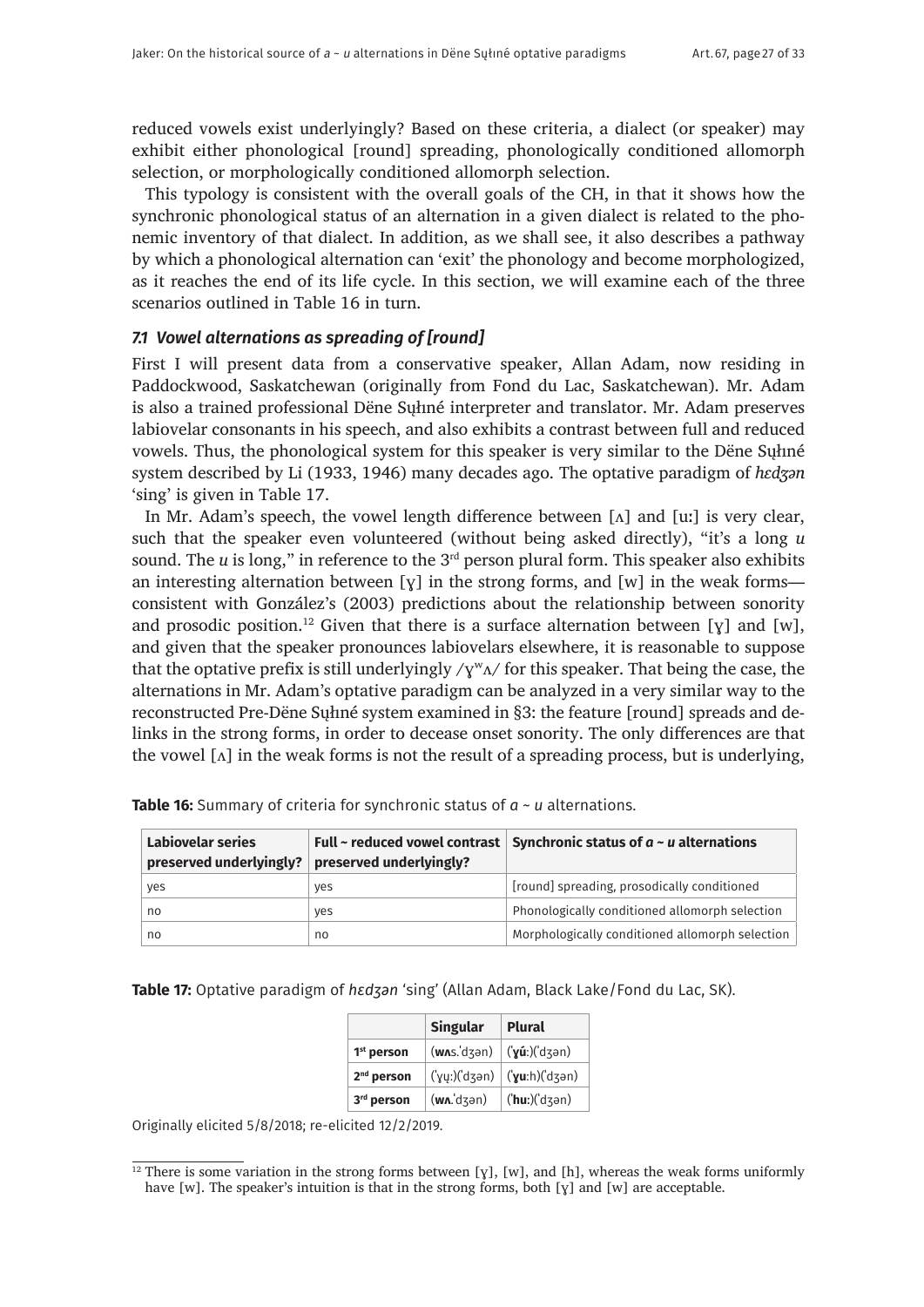reduced vowels exist underlyingly? Based on these criteria, a dialect (or speaker) may exhibit either phonological [round] spreading, phonologically conditioned allomorph selection, or morphologically conditioned allomorph selection.

This typology is consistent with the overall goals of the CH, in that it shows how the synchronic phonological status of an alternation in a given dialect is related to the phonemic inventory of that dialect. In addition, as we shall see, it also describes a pathway by which a phonological alternation can 'exit' the phonology and become morphologized, as it reaches the end of its life cycle. In this section, we will examine each of the three scenarios outlined in Table 16 in turn.

### *7.1 Vowel alternations as spreading of [round]*

First I will present data from a conservative speaker, Allan Adam, now residing in Paddockwood, Saskatchewan (originally from Fond du Lac, Saskatchewan). Mr. Adam is also a trained professional Dëne Sųłıné interpreter and translator. Mr. Adam preserves labiovelar consonants in his speech, and also exhibits a contrast between full and reduced vowels. Thus, the phonological system for this speaker is very similar to the Dëne Sųłıné system described by Li (1933, 1946) many decades ago. The optative paradigm of *hɛdʒən* 'sing' is given in Table 17.

In Mr. Adam's speech, the vowel length difference between [ʌ] and [uː] is very clear, such that the speaker even volunteered (without being asked directly), "it's a long *u* sound. The *u* is long," in reference to the 3rd person plural form. This speaker also exhibits an interesting alternation between [ɣ] in the strong forms, and [w] in the weak forms—consistent with González's (2003) predictions about the relationship between sonority and prosodic position.[12] Given that there is a surface alternation between [ɣ] and [w], and given that the speaker pronounces labiovelars elsewhere, it is reasonable to suppose that the optative prefix is still underlyingly /ɣʷʌ/ for this speaker. That being the case, the alternations in Mr. Adam's optative paradigm can be analyzed in a very similar way to the reconstructed Pre-Dëne Sųłıné system examined in §3: the feature [round] spreads and delinks in the strong forms, in order to decease onset sonority. The only differences are that the vowel [ʌ] in the weak forms is not the result of a spreading process, but is underlying,

**Table 16:** Summary of criteria for synchronic status of *a* ~ *u* alternations.

| Labiovelar series preserved underlyingly? | Full ~ reduced vowel contrast preserved underlyingly? | Synchronic status of *a* ~ *u* alternations |
|---|---|---|
| yes | yes | [round] spreading, prosodically conditioned |
| no | yes | Phonologically conditioned allomorph selection |
| no | no | Morphologically conditioned allomorph selection |

**Table 17:** Optative paradigm of *hɛdʒən* 'sing' (Allan Adam, Black Lake/Fond du Lac, SK).

| | Singular | Plural |
|---|---|---|
| **1st person** | (**wʌ**s.ˈdʒən) | (ˈ**ɣú**ː)(ˈdʒən) |
| **2nd person** | (ˈɣųː)(ˈdʒən) | (ˈ**ɣu**ːh)(ˈdʒən) |
| **3rd person** | (**wʌ**.ˈdʒən) | (ˈ**hu**ː)(ˈdʒən) |

Originally elicited 5/8/2018; re-elicited 12/2/2019.

[12] There is some variation in the strong forms between [ɣ], [w], and [h], whereas the weak forms uniformly have [w]. The speaker's intuition is that in the strong forms, both [ɣ] and [w] are acceptable.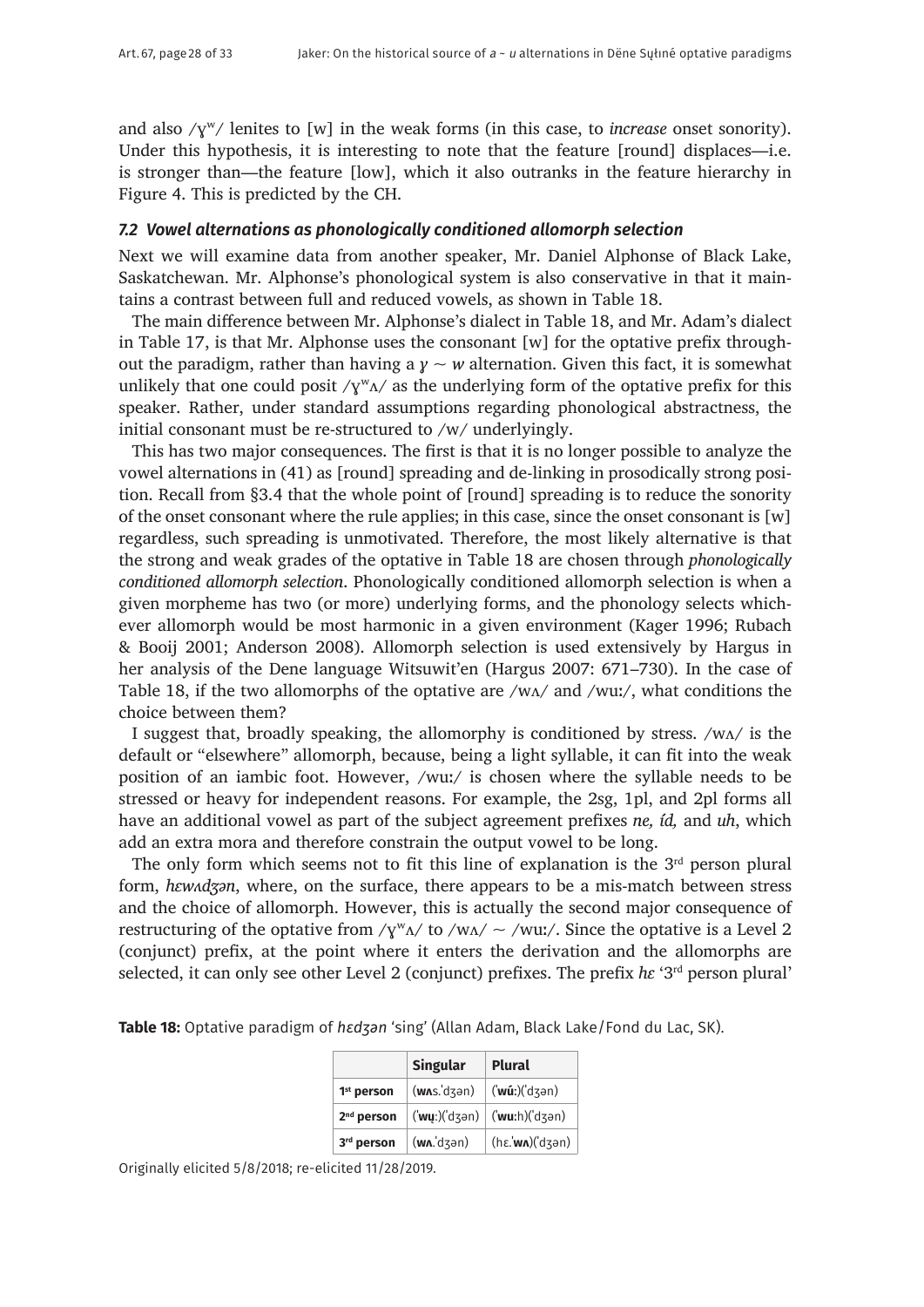and also /ɣʷ/ lenites to [w] in the weak forms (in this case, to *increase* onset sonority). Under this hypothesis, it is interesting to note that the feature [round] displaces—i.e. is stronger than—the feature [low], which it also outranks in the feature hierarchy in Figure 4. This is predicted by the CH.

### *7.2 Vowel alternations as phonologically conditioned allomorph selection*

Next we will examine data from another speaker, Mr. Daniel Alphonse of Black Lake, Saskatchewan. Mr. Alphonse's phonological system is also conservative in that it maintains a contrast between full and reduced vowels, as shown in Table 18.

The main difference between Mr. Alphonse's dialect in Table 18, and Mr. Adam's dialect in Table 17, is that Mr. Alphonse uses the consonant [w] for the optative prefix throughout the paradigm, rather than having a *ɣ ~ w* alternation. Given this fact, it is somewhat unlikely that one could posit /ɣʷʌ/ as the underlying form of the optative prefix for this speaker. Rather, under standard assumptions regarding phonological abstractness, the initial consonant must be re-structured to /w/ underlyingly.

This has two major consequences. The first is that it is no longer possible to analyze the vowel alternations in (41) as [round] spreading and de-linking in prosodically strong position. Recall from §3.4 that the whole point of [round] spreading is to reduce the sonority of the onset consonant where the rule applies; in this case, since the onset consonant is [w] regardless, such spreading is unmotivated. Therefore, the most likely alternative is that the strong and weak grades of the optative in Table 18 are chosen through *phonologically conditioned allomorph selection*. Phonologically conditioned allomorph selection is when a given morpheme has two (or more) underlying forms, and the phonology selects whichever allomorph would be most harmonic in a given environment (Kager 1996; Rubach & Booij 2001; Anderson 2008). Allomorph selection is used extensively by Hargus in her analysis of the Dene language Witsuwit'en (Hargus 2007: 671–730). In the case of Table 18, if the two allomorphs of the optative are /wʌ/ and /wuː/, what conditions the choice between them?

I suggest that, broadly speaking, the allomorphy is conditioned by stress. /wʌ/ is the default or "elsewhere" allomorph, because, being a light syllable, it can fit into the weak position of an iambic foot. However, /wuː/ is chosen where the syllable needs to be stressed or heavy for independent reasons. For example, the 2sg, 1pl, and 2pl forms all have an additional vowel as part of the subject agreement prefixes *ne, íd,* and *uh*, which add an extra mora and therefore constrain the output vowel to be long.

The only form which seems not to fit this line of explanation is the 3rd person plural form, *hɛwʌdʒən*, where, on the surface, there appears to be a mis-match between stress and the choice of allomorph. However, this is actually the second major consequence of restructuring of the optative from /ɣʷʌ/ to /wʌ/ ~ /wuː/. Since the optative is a Level 2 (conjunct) prefix, at the point where it enters the derivation and the allomorphs are selected, it can only see other Level 2 (conjunct) prefixes. The prefix *hɛ* '3rd person plural'

**Table 18:** Optative paradigm of *hɛdʒən* 'sing' (Allan Adam, Black Lake/Fond du Lac, SK).

| | Singular | Plural |
|---|---|---|
| 1st person | (**wʌ**s.ˈdʒən) | (ˈ**wúː**)(ˈdʒən) |
| 2nd person | (ˈ**wṳː**)(ˈdʒən) | (ˈ**wuː**h)(ˈdʒən) |
| 3rd person | (**wʌ**.ˈdʒən) | (hɛ.ˈ**wʌ**)(ˈdʒən) |

Originally elicited 5/8/2018; re-elicited 11/28/2019.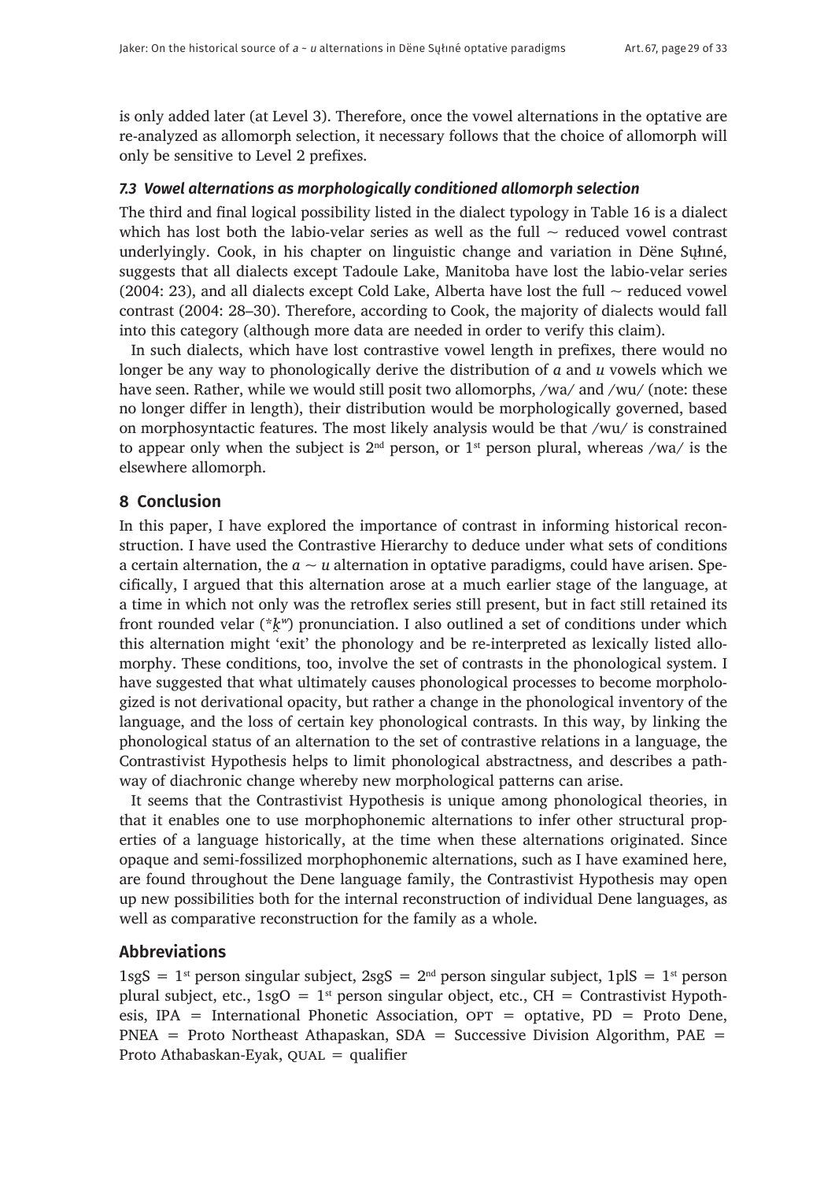is only added later (at Level 3). Therefore, once the vowel alternations in the optative are re-analyzed as allomorph selection, it necessary follows that the choice of allomorph will only be sensitive to Level 2 prefixes.

### *7.3 Vowel alternations as morphologically conditioned allomorph selection*

The third and final logical possibility listed in the dialect typology in Table 16 is a dialect which has lost both the labio-velar series as well as the full ~ reduced vowel contrast underlyingly. Cook, in his chapter on linguistic change and variation in Dëne Sų̂łıné, suggests that all dialects except Tadoule Lake, Manitoba have lost the labio-velar series (2004: 23), and all dialects except Cold Lake, Alberta have lost the full ~ reduced vowel contrast (2004: 28–30). Therefore, according to Cook, the majority of dialects would fall into this category (although more data are needed in order to verify this claim).

In such dialects, which have lost contrastive vowel length in prefixes, there would no longer be any way to phonologically derive the distribution of *a* and *u* vowels which we have seen. Rather, while we would still posit two allomorphs, /wa/ and /wu/ (note: these no longer differ in length), their distribution would be morphologically governed, based on morphosyntactic features. The most likely analysis would be that /wu/ is constrained to appear only when the subject is 2nd person, or 1st person plural, whereas /wa/ is the elsewhere allomorph.

## 8 Conclusion

In this paper, I have explored the importance of contrast in informing historical reconstruction. I have used the Contrastive Hierarchy to deduce under what sets of conditions a certain alternation, the *a* ~ *u* alternation in optative paradigms, could have arisen. Specifically, I argued that this alternation arose at a much earlier stage of the language, at a time in which not only was the retroflex series still present, but in fact still retained its front rounded velar (*$\underline{k}^w$) pronunciation. I also outlined a set of conditions under which this alternation might 'exit' the phonology and be re-interpreted as lexically listed allomorphy. These conditions, too, involve the set of contrasts in the phonological system. I have suggested that what ultimately causes phonological processes to become morphologized is not derivational opacity, but rather a change in the phonological inventory of the language, and the loss of certain key phonological contrasts. In this way, by linking the phonological status of an alternation to the set of contrastive relations in a language, the Contrastivist Hypothesis helps to limit phonological abstractness, and describes a pathway of diachronic change whereby new morphological patterns can arise.

It seems that the Contrastivist Hypothesis is unique among phonological theories, in that it enables one to use morphophonemic alternations to infer other structural properties of a language historically, at the time when these alternations originated. Since opaque and semi-fossilized morphophonemic alternations, such as I have examined here, are found throughout the Dene language family, the Contrastivist Hypothesis may open up new possibilities both for the internal reconstruction of individual Dene languages, as well as comparative reconstruction for the family as a whole.

## Abbreviations

1sgS = 1st person singular subject, 2sgS = 2nd person singular subject, 1plS = 1st person plural subject, etc., 1sgO = 1st person singular object, etc., CH = Contrastivist Hypothesis, IPA = International Phonetic Association, OPT = optative, PD = Proto Dene, PNEA = Proto Northeast Athapaskan, SDA = Successive Division Algorithm, PAE = Proto Athabaskan-Eyak, QUAL = qualifier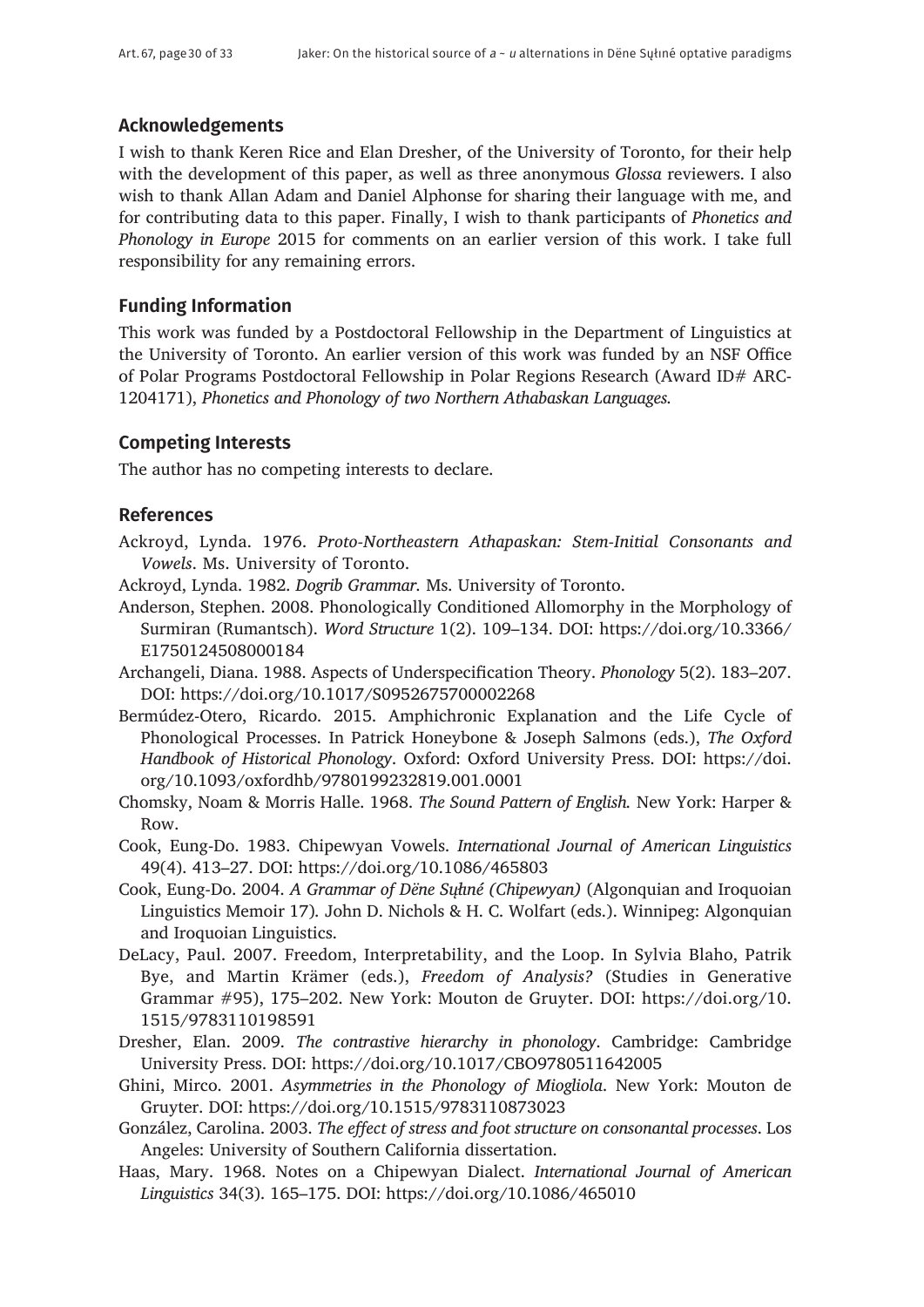## Acknowledgements

I wish to thank Keren Rice and Elan Dresher, of the University of Toronto, for their help with the development of this paper, as well as three anonymous *Glossa* reviewers. I also wish to thank Allan Adam and Daniel Alphonse for sharing their language with me, and for contributing data to this paper. Finally, I wish to thank participants of *Phonetics and Phonology in Europe* 2015 for comments on an earlier version of this work. I take full responsibility for any remaining errors.

## Funding Information

This work was funded by a Postdoctoral Fellowship in the Department of Linguistics at the University of Toronto. An earlier version of this work was funded by an NSF Office of Polar Programs Postdoctoral Fellowship in Polar Regions Research (Award ID# ARC-1204171), *Phonetics and Phonology of two Northern Athabaskan Languages.*

## Competing Interests

The author has no competing interests to declare.

## References

Ackroyd, Lynda. 1976. *Proto-Northeastern Athapaskan: Stem-Initial Consonants and Vowels*. Ms. University of Toronto.

Ackroyd, Lynda. 1982. *Dogrib Grammar.* Ms. University of Toronto.

Anderson, Stephen. 2008. Phonologically Conditioned Allomorphy in the Morphology of Surmiran (Rumantsch). *Word Structure* 1(2). 109–134. DOI: https://doi.org/10.3366/E1750124508000184

Archangeli, Diana. 1988. Aspects of Underspecification Theory. *Phonology* 5(2). 183–207. DOI: https://doi.org/10.1017/S0952675700002268

Bermúdez-Otero, Ricardo. 2015. Amphichronic Explanation and the Life Cycle of Phonological Processes. In Patrick Honeybone & Joseph Salmons (eds.), *The Oxford Handbook of Historical Phonology*. Oxford: Oxford University Press. DOI: https://doi.org/10.1093/oxfordhb/9780199232819.001.0001

Chomsky, Noam & Morris Halle. 1968. *The Sound Pattern of English.* New York: Harper & Row.

Cook, Eung-Do. 1983. Chipewyan Vowels. *International Journal of American Linguistics* 49(4). 413–27. DOI: https://doi.org/10.1086/465803

Cook, Eung-Do. 2004. *A Grammar of Dëne Sųłıné (Chipewyan)* (Algonquian and Iroquoian Linguistics Memoir 17)*.* John D. Nichols & H. C. Wolfart (eds.). Winnipeg: Algonquian and Iroquoian Linguistics.

DeLacy, Paul. 2007. Freedom, Interpretability, and the Loop. In Sylvia Blaho, Patrik Bye, and Martin Krämer (eds.), *Freedom of Analysis?* (Studies in Generative Grammar #95), 175–202. New York: Mouton de Gruyter. DOI: https://doi.org/10.1515/9783110198591

Dresher, Elan. 2009. *The contrastive hierarchy in phonology*. Cambridge: Cambridge University Press. DOI: https://doi.org/10.1017/CBO9780511642005

Ghini, Mirco. 2001. *Asymmetries in the Phonology of Miogliola*. New York: Mouton de Gruyter. DOI: https://doi.org/10.1515/9783110873023

González, Carolina. 2003. *The effect of stress and foot structure on consonantal processes*. Los Angeles: University of Southern California dissertation.

Haas, Mary. 1968. Notes on a Chipewyan Dialect. *International Journal of American Linguistics* 34(3). 165–175. DOI: https://doi.org/10.1086/465010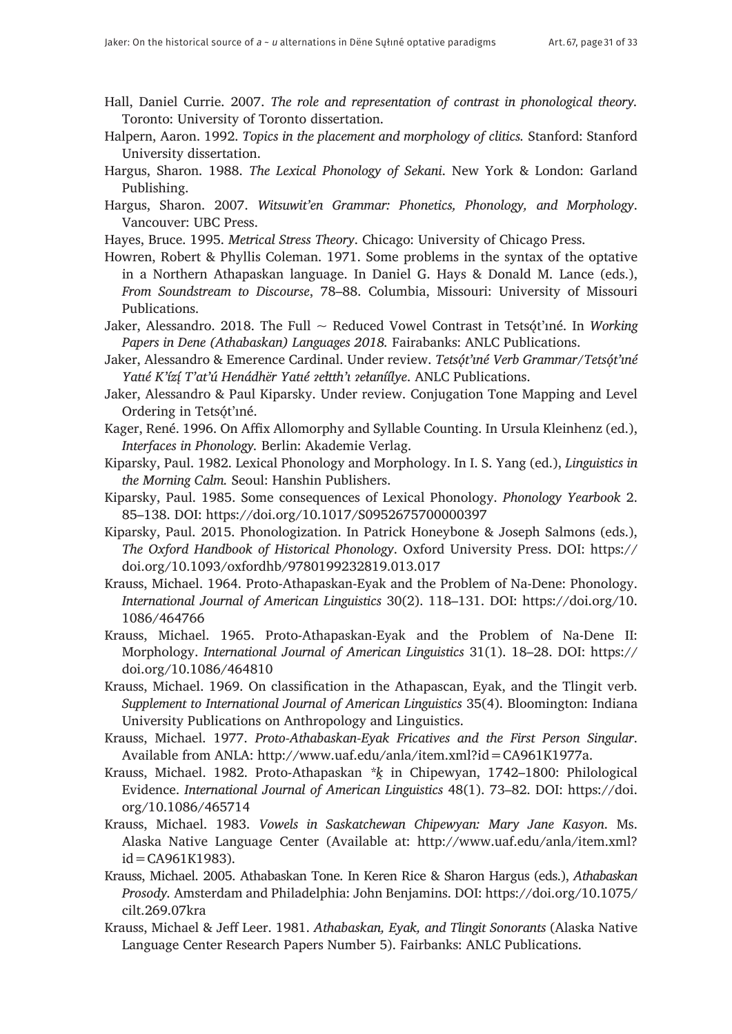Hall, Daniel Currie. 2007. *The role and representation of contrast in phonological theory.* Toronto: University of Toronto dissertation.

Halpern, Aaron. 1992. *Topics in the placement and morphology of clitics.* Stanford: Stanford University dissertation.

Hargus, Sharon. 1988. *The Lexical Phonology of Sekani*. New York & London: Garland Publishing.

Hargus, Sharon. 2007. *Witsuwit'en Grammar: Phonetics, Phonology, and Morphology*. Vancouver: UBC Press.

Hayes, Bruce. 1995. *Metrical Stress Theory*. Chicago: University of Chicago Press.

Howren, Robert & Phyllis Coleman. 1971. Some problems in the syntax of the optative in a Northern Athapaskan language. In Daniel G. Hays & Donald M. Lance (eds.), *From Soundstream to Discourse*, 78–88. Columbia, Missouri: University of Missouri Publications.

Jaker, Alessandro. 2018. The Full ~ Reduced Vowel Contrast in Tetsǫ́t'ıné. In *Working Papers in Dene (Athabaskan) Languages 2018.* Fairabanks: ANLC Publications.

Jaker, Alessandro & Emerence Cardinal. Under review. *Tetsǫ́t'ıné Verb Grammar/Tetsǫ́t'ıné Yatıé K'ízį T'at'ú Henádhër Yatıé ʔełtth'ı ʔełaníílye*. ANLC Publications.

Jaker, Alessandro & Paul Kiparsky. Under review. Conjugation Tone Mapping and Level Ordering in Tetsǫ́t'ıné.

Kager, René. 1996. On Affix Allomorphy and Syllable Counting. In Ursula Kleinhenz (ed.), *Interfaces in Phonology.* Berlin: Akademie Verlag.

Kiparsky, Paul. 1982. Lexical Phonology and Morphology. In I. S. Yang (ed.), *Linguistics in the Morning Calm.* Seoul: Hanshin Publishers.

Kiparsky, Paul. 1985. Some consequences of Lexical Phonology. *Phonology Yearbook* 2. 85–138. DOI: https://doi.org/10.1017/S0952675700000397

Kiparsky, Paul. 2015. Phonologization. In Patrick Honeybone & Joseph Salmons (eds.), *The Oxford Handbook of Historical Phonology*. Oxford University Press. DOI: https://doi.org/10.1093/oxfordhb/9780199232819.013.017

Krauss, Michael. 1964. Proto-Athapaskan-Eyak and the Problem of Na-Dene: Phonology. *International Journal of American Linguistics* 30(2). 118–131. DOI: https://doi.org/10.1086/464766

Krauss, Michael. 1965. Proto-Athapaskan-Eyak and the Problem of Na-Dene II: Morphology. *International Journal of American Linguistics* 31(1). 18–28. DOI: https://doi.org/10.1086/464810

Krauss, Michael. 1969. On classification in the Athapascan, Eyak, and the Tlingit verb. *Supplement to International Journal of American Linguistics* 35(4). Bloomington: Indiana University Publications on Anthropology and Linguistics.

Krauss, Michael. 1977. *Proto-Athabaskan-Eyak Fricatives and the First Person Singular*. Available from ANLA: http://www.uaf.edu/anla/item.xml?id=CA961K1977a.

Krauss, Michael. 1982. Proto-Athapaskan *\*k̯* in Chipewyan, 1742–1800: Philological Evidence. *International Journal of American Linguistics* 48(1). 73–82. DOI: https://doi.org/10.1086/465714

Krauss, Michael. 1983. *Vowels in Saskatchewan Chipewyan: Mary Jane Kasyon*. Ms. Alaska Native Language Center (Available at: http://www.uaf.edu/anla/item.xml?id=CA961K1983).

Krauss, Michael. 2005. Athabaskan Tone. In Keren Rice & Sharon Hargus (eds.), *Athabaskan Prosody.* Amsterdam and Philadelphia: John Benjamins. DOI: https://doi.org/10.1075/cilt.269.07kra

Krauss, Michael & Jeff Leer. 1981. *Athabaskan, Eyak, and Tlingit Sonorants* (Alaska Native Language Center Research Papers Number 5). Fairbanks: ANLC Publications.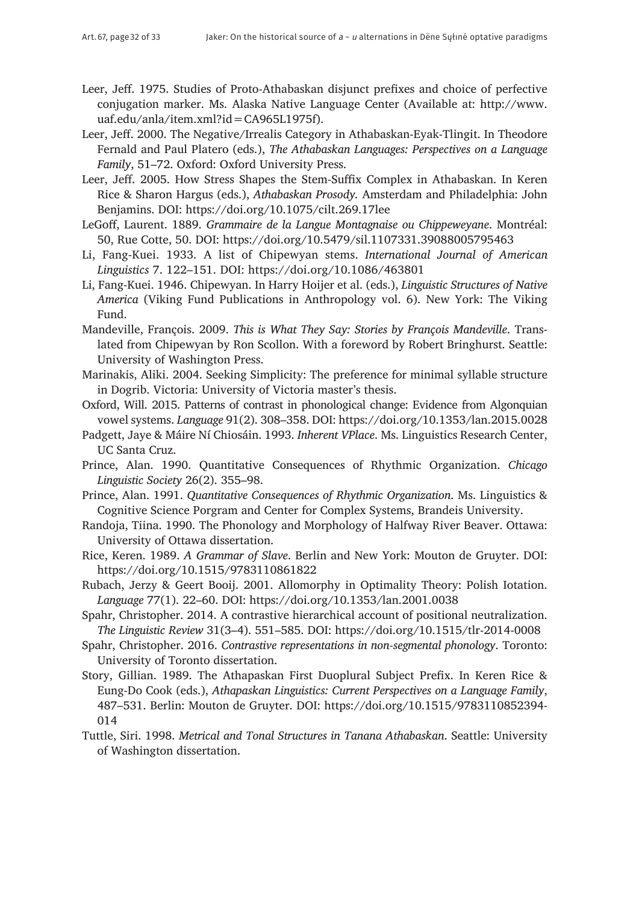Leer, Jeff. 1975. Studies of Proto-Athabaskan disjunct prefixes and choice of perfective conjugation marker. Ms. Alaska Native Language Center (Available at: http://www.uaf.edu/anla/item.xml?id=CA965L1975f).

Leer, Jeff. 2000. The Negative/Irrealis Category in Athabaskan-Eyak-Tlingit. In Theodore Fernald and Paul Platero (eds.), *The Athabaskan Languages: Perspectives on a Language Family*, 51–72. Oxford: Oxford University Press.

Leer, Jeff. 2005. How Stress Shapes the Stem-Suffix Complex in Athabaskan. In Keren Rice & Sharon Hargus (eds.), *Athabaskan Prosody*. Amsterdam and Philadelphia: John Benjamins. DOI: https://doi.org/10.1075/cilt.269.17lee

LeGoff, Laurent. 1889. *Grammaire de la Langue Montagnaise ou Chippeweyane*. Montréal: 50, Rue Cotte, 50. DOI: https://doi.org/10.5479/sil.1107331.39088005795463

Li, Fang-Kuei. 1933. A list of Chipewyan stems. *International Journal of American Linguistics* 7. 122–151. DOI: https://doi.org/10.1086/463801

Li, Fang-Kuei. 1946. Chipewyan. In Harry Hoijer et al. (eds.), *Linguistic Structures of Native America* (Viking Fund Publications in Anthropology vol. 6). New York: The Viking Fund.

Mandeville, François. 2009. *This is What They Say: Stories by François Mandeville*. Translated from Chipewyan by Ron Scollon. With a foreword by Robert Bringhurst. Seattle: University of Washington Press.

Marinakis, Aliki. 2004. Seeking Simplicity: The preference for minimal syllable structure in Dogrib. Victoria: University of Victoria master's thesis.

Oxford, Will. 2015. Patterns of contrast in phonological change: Evidence from Algonquian vowel systems. *Language* 91(2). 308–358. DOI: https://doi.org/10.1353/lan.2015.0028

Padgett, Jaye & Máire Ní Chiosáin. 1993. *Inherent VPlace*. Ms. Linguistics Research Center, UC Santa Cruz.

Prince, Alan. 1990. Quantitative Consequences of Rhythmic Organization. *Chicago Linguistic Society* 26(2). 355–98.

Prince, Alan. 1991. *Quantitative Consequences of Rhythmic Organization*. Ms. Linguistics & Cognitive Science Porgram and Center for Complex Systems, Brandeis University.

Randoja, Tiina. 1990. The Phonology and Morphology of Halfway River Beaver. Ottawa: University of Ottawa dissertation.

Rice, Keren. 1989. *A Grammar of Slave*. Berlin and New York: Mouton de Gruyter. DOI: https://doi.org/10.1515/9783110861822

Rubach, Jerzy & Geert Booij. 2001. Allomorphy in Optimality Theory: Polish Iotation. *Language* 77(1). 22–60. DOI: https://doi.org/10.1353/lan.2001.0038

Spahr, Christopher. 2014. A contrastive hierarchical account of positional neutralization. *The Linguistic Review* 31(3–4). 551–585. DOI: https://doi.org/10.1515/tlr-2014-0008

Spahr, Christopher. 2016. *Contrastive representations in non-segmental phonology*. Toronto: University of Toronto dissertation.

Story, Gillian. 1989. The Athapaskan First Duoplural Subject Prefix. In Keren Rice & Eung-Do Cook (eds.), *Athapaskan Linguistics: Current Perspectives on a Language Family*, 487–531. Berlin: Mouton de Gruyter. DOI: https://doi.org/10.1515/9783110852394-014

Tuttle, Siri. 1998. *Metrical and Tonal Structures in Tanana Athabaskan*. Seattle: University of Washington dissertation.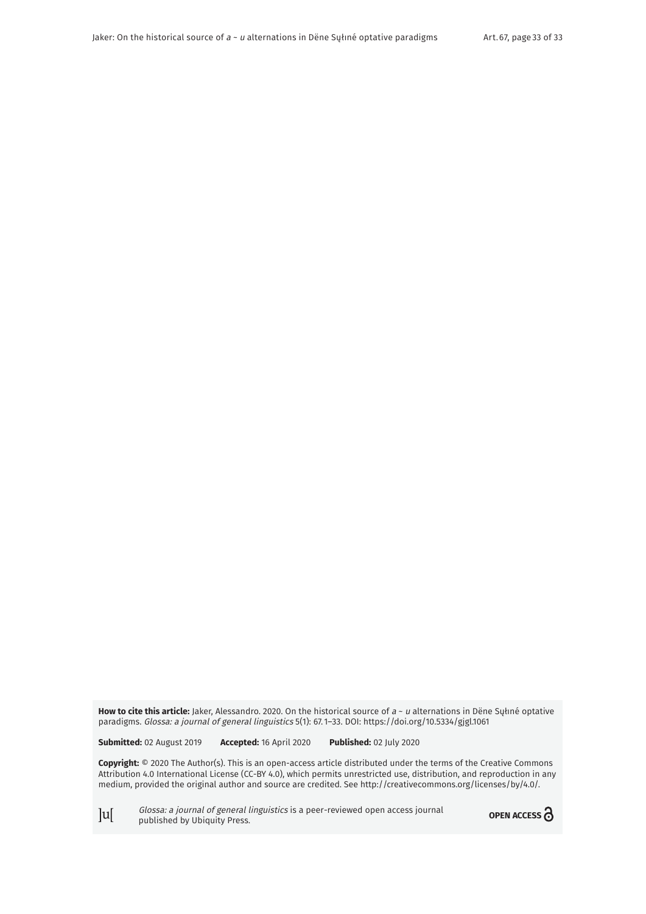**How to cite this article:** Jaker, Alessandro. 2020. On the historical source of *a* ~ *u* alternations in Dëne Sųłıné optative paradigms. *Glossa: a journal of general linguistics* 5(1): 67. 1–33. DOI: https://doi.org/10.5334/gjgl.1061

**Submitted:** 02 August 2019 **Accepted:** 16 April 2020 **Published:** 02 July 2020

**Copyright:** © 2020 The Author(s). This is an open-access article distributed under the terms of the Creative Commons Attribution 4.0 International License (CC-BY 4.0), which permits unrestricted use, distribution, and reproduction in any medium, provided the original author and source are credited. See http://creativecommons.org/licenses/by/4.0/.

]u[ *Glossa: a journal of general linguistics* is a peer-reviewed open access journal published by Ubiquity Press.

**OPEN ACCESS**